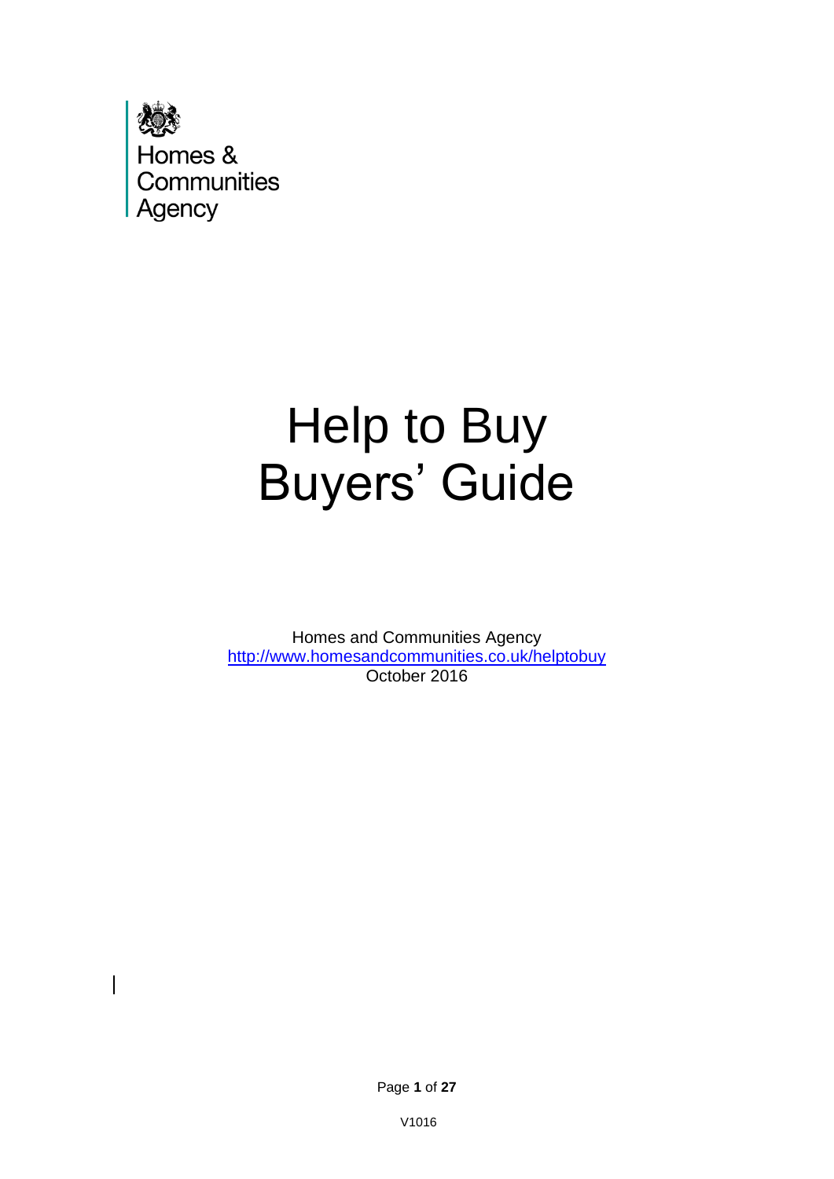Homes & Communities Agency

# Help to Buy Buyers' Guide

Homes and Communities Agency
http://www.homesandcommunities.co.uk/helptobuy
October 2016

V1016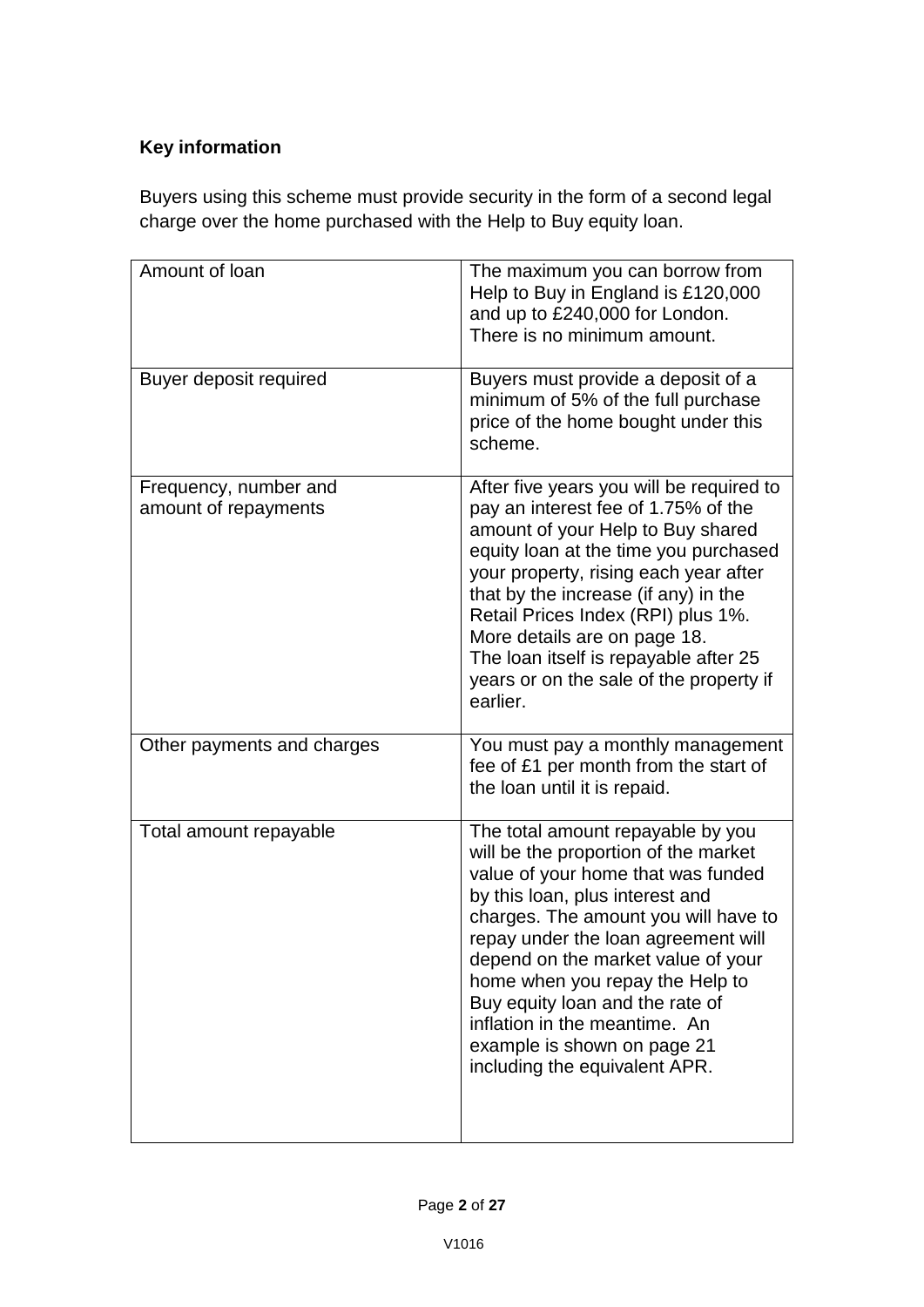## Key information

Buyers using this scheme must provide security in the form of a second legal charge over the home purchased with the Help to Buy equity loan.

| | |
|---|---|
| Amount of loan | The maximum you can borrow from Help to Buy in England is £120,000 and up to £240,000 for London. There is no minimum amount. |
| Buyer deposit required | Buyers must provide a deposit of a minimum of 5% of the full purchase price of the home bought under this scheme. |
| Frequency, number and amount of repayments | After five years you will be required to pay an interest fee of 1.75% of the amount of your Help to Buy shared equity loan at the time you purchased your property, rising each year after that by the increase (if any) in the Retail Prices Index (RPI) plus 1%. More details are on page 18. The loan itself is repayable after 25 years or on the sale of the property if earlier. |
| Other payments and charges | You must pay a monthly management fee of £1 per month from the start of the loan until it is repaid. |
| Total amount repayable | The total amount repayable by you will be the proportion of the market value of your home that was funded by this loan, plus interest and charges. The amount you will have to repay under the loan agreement will depend on the market value of your home when you repay the Help to Buy equity loan and the rate of inflation in the meantime. An example is shown on page 21 including the equivalent APR. |

V1016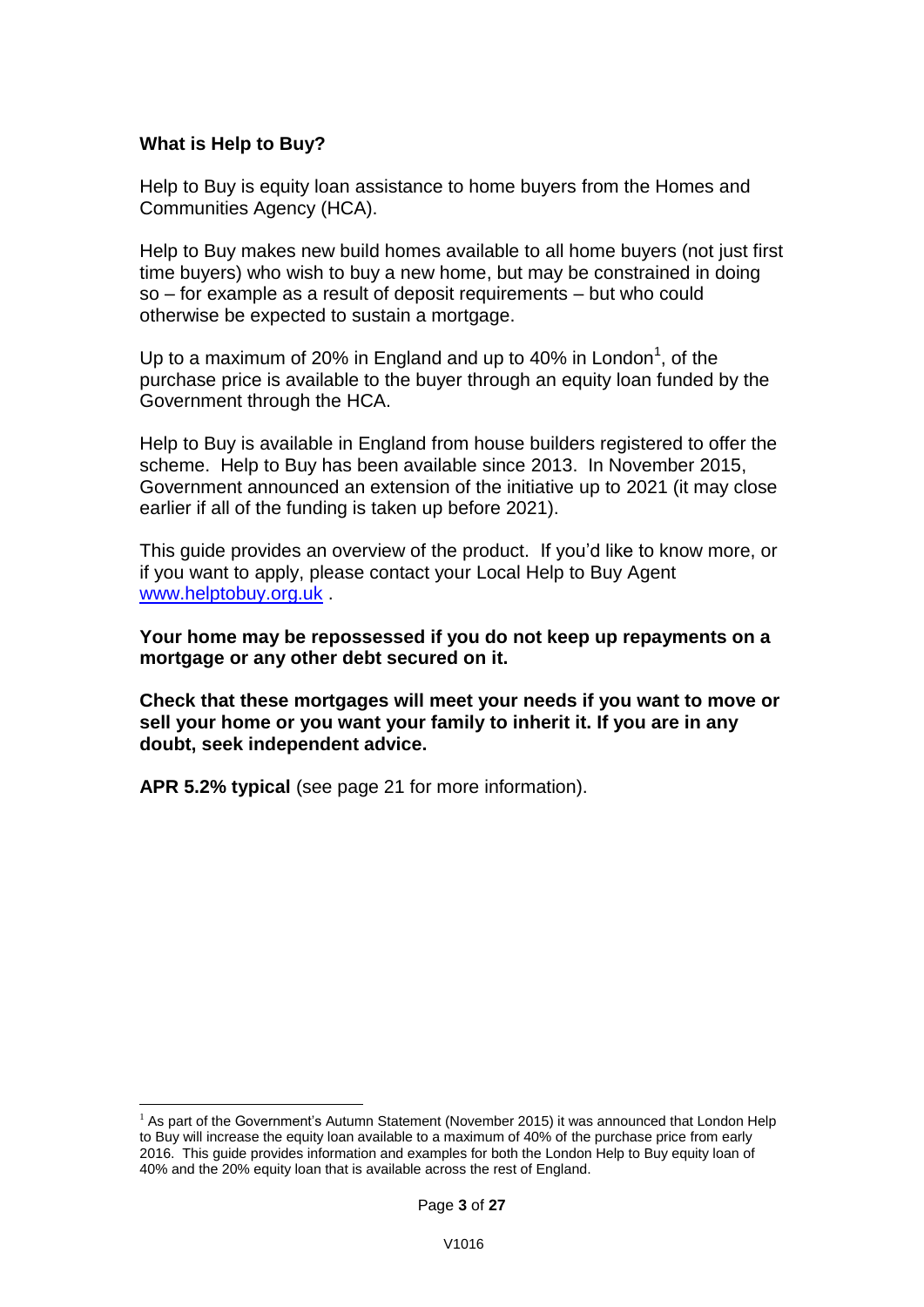**What is Help to Buy?**

Help to Buy is equity loan assistance to home buyers from the Homes and Communities Agency (HCA).

Help to Buy makes new build homes available to all home buyers (not just first time buyers) who wish to buy a new home, but may be constrained in doing so – for example as a result of deposit requirements – but who could otherwise be expected to sustain a mortgage.

Up to a maximum of 20% in England and up to 40% in London[1], of the purchase price is available to the buyer through an equity loan funded by the Government through the HCA.

Help to Buy is available in England from house builders registered to offer the scheme. Help to Buy has been available since 2013. In November 2015, Government announced an extension of the initiative up to 2021 (it may close earlier if all of the funding is taken up before 2021).

This guide provides an overview of the product. If you'd like to know more, or if you want to apply, please contact your Local Help to Buy Agent www.helptobuy.org.uk .

**Your home may be repossessed if you do not keep up repayments on a mortgage or any other debt secured on it.**

**Check that these mortgages will meet your needs if you want to move or sell your home or you want your family to inherit it. If you are in any doubt, seek independent advice.**

**APR 5.2% typical** (see page 21 for more information).

[1] As part of the Government's Autumn Statement (November 2015) it was announced that London Help to Buy will increase the equity loan available to a maximum of 40% of the purchase price from early 2016. This guide provides information and examples for both the London Help to Buy equity loan of 40% and the 20% equity loan that is available across the rest of England.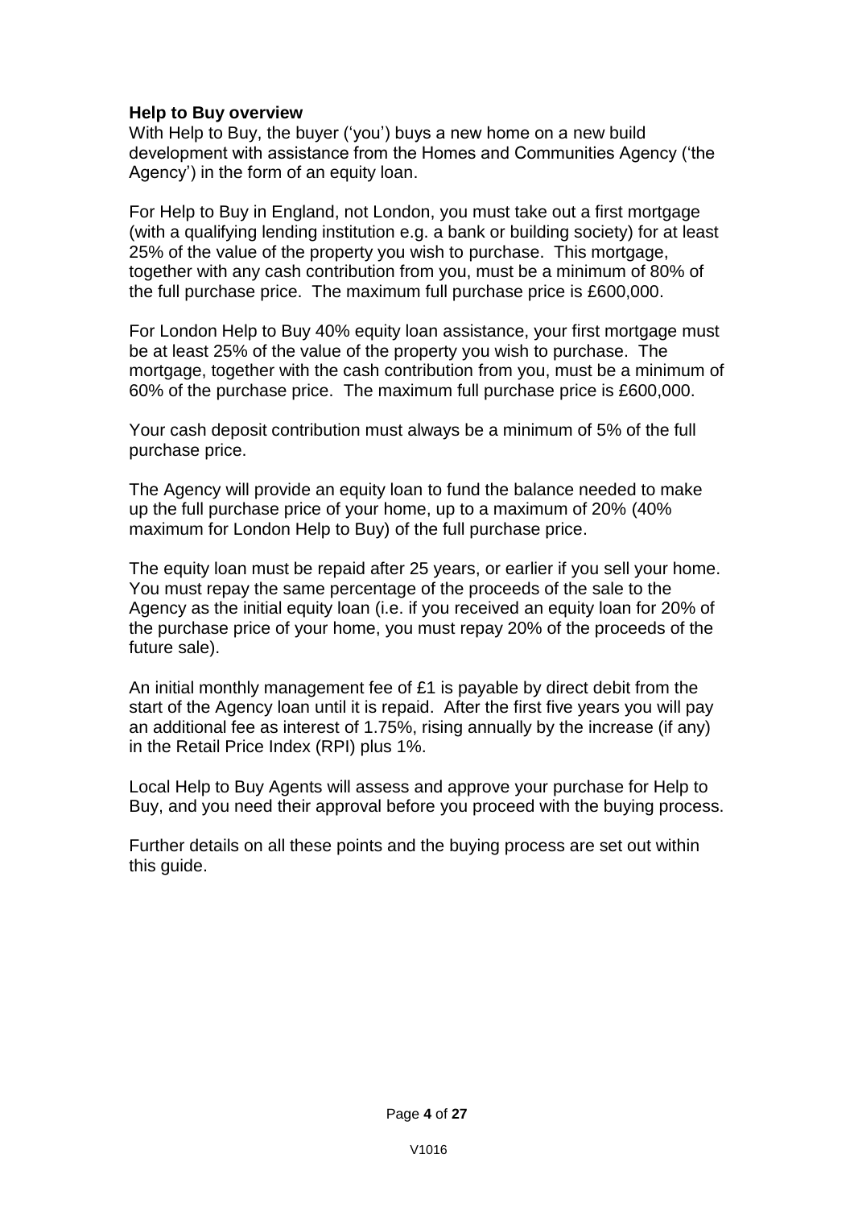**Help to Buy overview**

With Help to Buy, the buyer ('you') buys a new home on a new build development with assistance from the Homes and Communities Agency ('the Agency') in the form of an equity loan.

For Help to Buy in England, not London, you must take out a first mortgage (with a qualifying lending institution e.g. a bank or building society) for at least 25% of the value of the property you wish to purchase. This mortgage, together with any cash contribution from you, must be a minimum of 80% of the full purchase price. The maximum full purchase price is £600,000.

For London Help to Buy 40% equity loan assistance, your first mortgage must be at least 25% of the value of the property you wish to purchase. The mortgage, together with the cash contribution from you, must be a minimum of 60% of the purchase price. The maximum full purchase price is £600,000.

Your cash deposit contribution must always be a minimum of 5% of the full purchase price.

The Agency will provide an equity loan to fund the balance needed to make up the full purchase price of your home, up to a maximum of 20% (40% maximum for London Help to Buy) of the full purchase price.

The equity loan must be repaid after 25 years, or earlier if you sell your home. You must repay the same percentage of the proceeds of the sale to the Agency as the initial equity loan (i.e. if you received an equity loan for 20% of the purchase price of your home, you must repay 20% of the proceeds of the future sale).

An initial monthly management fee of £1 is payable by direct debit from the start of the Agency loan until it is repaid. After the first five years you will pay an additional fee as interest of 1.75%, rising annually by the increase (if any) in the Retail Price Index (RPI) plus 1%.

Local Help to Buy Agents will assess and approve your purchase for Help to Buy, and you need their approval before you proceed with the buying process.

Further details on all these points and the buying process are set out within this guide.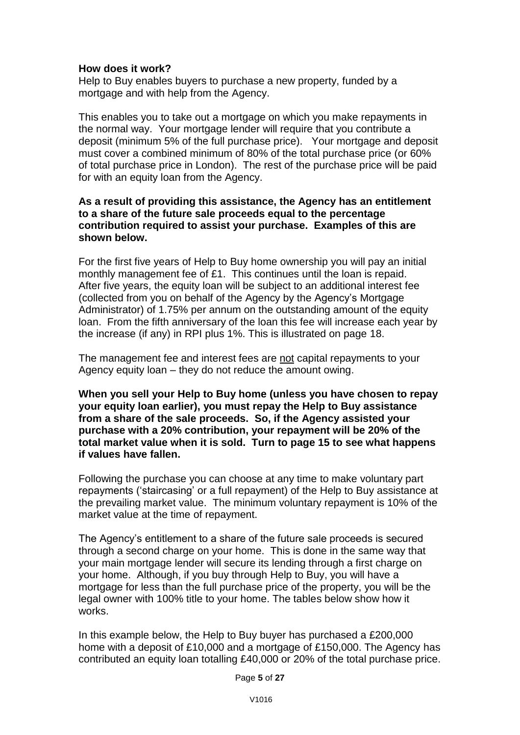**How does it work?**
Help to Buy enables buyers to purchase a new property, funded by a mortgage and with help from the Agency.

This enables you to take out a mortgage on which you make repayments in the normal way. Your mortgage lender will require that you contribute a deposit (minimum 5% of the full purchase price). Your mortgage and deposit must cover a combined minimum of 80% of the total purchase price (or 60% of total purchase price in London). The rest of the purchase price will be paid for with an equity loan from the Agency.

**As a result of providing this assistance, the Agency has an entitlement to a share of the future sale proceeds equal to the percentage contribution required to assist your purchase. Examples of this are shown below.**

For the first five years of Help to Buy home ownership you will pay an initial monthly management fee of £1. This continues until the loan is repaid. After five years, the equity loan will be subject to an additional interest fee (collected from you on behalf of the Agency by the Agency's Mortgage Administrator) of 1.75% per annum on the outstanding amount of the equity loan. From the fifth anniversary of the loan this fee will increase each year by the increase (if any) in RPI plus 1%. This is illustrated on page 18.

The management fee and interest fees are <u>not</u> capital repayments to your Agency equity loan – they do not reduce the amount owing.

**When you sell your Help to Buy home (unless you have chosen to repay your equity loan earlier), you must repay the Help to Buy assistance from a share of the sale proceeds. So, if the Agency assisted your purchase with a 20% contribution, your repayment will be 20% of the total market value when it is sold. Turn to page 15 to see what happens if values have fallen.**

Following the purchase you can choose at any time to make voluntary part repayments ('staircasing' or a full repayment) of the Help to Buy assistance at the prevailing market value. The minimum voluntary repayment is 10% of the market value at the time of repayment.

The Agency's entitlement to a share of the future sale proceeds is secured through a second charge on your home. This is done in the same way that your main mortgage lender will secure its lending through a first charge on your home. Although, if you buy through Help to Buy, you will have a mortgage for less than the full purchase price of the property, you will be the legal owner with 100% title to your home. The tables below show how it works.

In this example below, the Help to Buy buyer has purchased a £200,000 home with a deposit of £10,000 and a mortgage of £150,000. The Agency has contributed an equity loan totalling £40,000 or 20% of the total purchase price.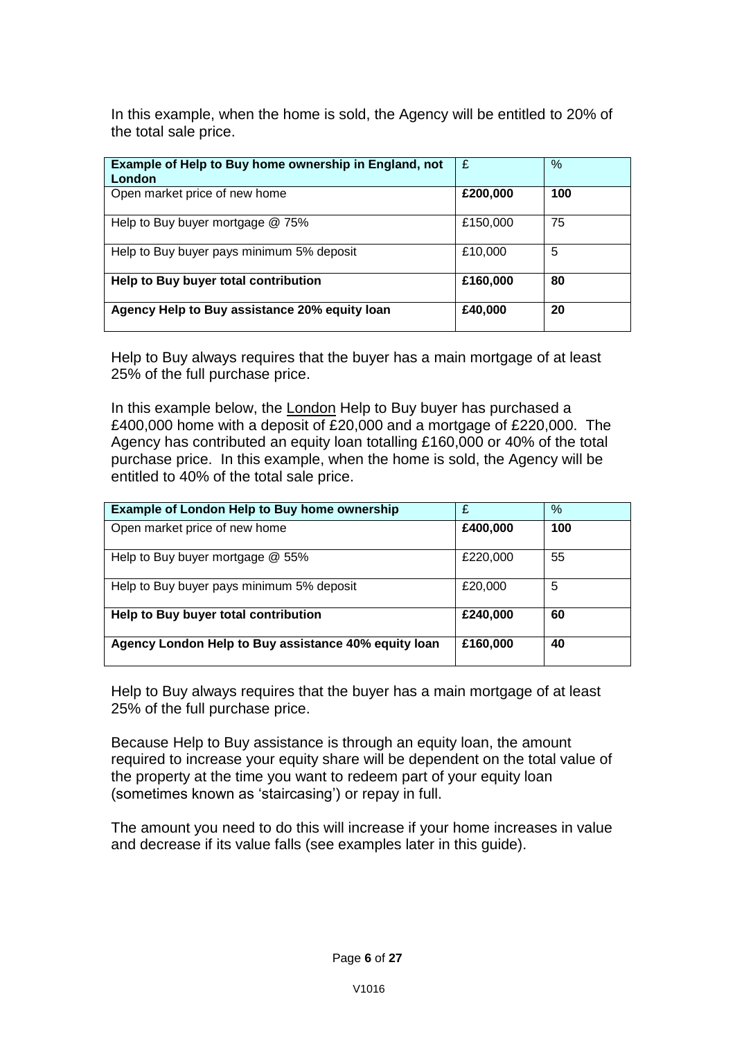In this example, when the home is sold, the Agency will be entitled to 20% of the total sale price.

| **Example of Help to Buy home ownership in England, not London** | £ | % |
|---|---|---|
| Open market price of new home | **£200,000** | **100** |
| Help to Buy buyer mortgage @ 75% | £150,000 | 75 |
| Help to Buy buyer pays minimum 5% deposit | £10,000 | 5 |
| **Help to Buy buyer total contribution** | **£160,000** | **80** |
| **Agency Help to Buy assistance 20% equity loan** | **£40,000** | **20** |

Help to Buy always requires that the buyer has a main mortgage of at least 25% of the full purchase price.

In this example below, the London Help to Buy buyer has purchased a £400,000 home with a deposit of £20,000 and a mortgage of £220,000. The Agency has contributed an equity loan totalling £160,000 or 40% of the total purchase price. In this example, when the home is sold, the Agency will be entitled to 40% of the total sale price.

| **Example of London Help to Buy home ownership** | £ | % |
|---|---|---|
| Open market price of new home | **£400,000** | **100** |
| Help to Buy buyer mortgage @ 55% | £220,000 | 55 |
| Help to Buy buyer pays minimum 5% deposit | £20,000 | 5 |
| **Help to Buy buyer total contribution** | **£240,000** | **60** |
| **Agency London Help to Buy assistance 40% equity loan** | **£160,000** | **40** |

Help to Buy always requires that the buyer has a main mortgage of at least 25% of the full purchase price.

Because Help to Buy assistance is through an equity loan, the amount required to increase your equity share will be dependent on the total value of the property at the time you want to redeem part of your equity loan (sometimes known as 'staircasing') or repay in full.

The amount you need to do this will increase if your home increases in value and decrease if its value falls (see examples later in this guide).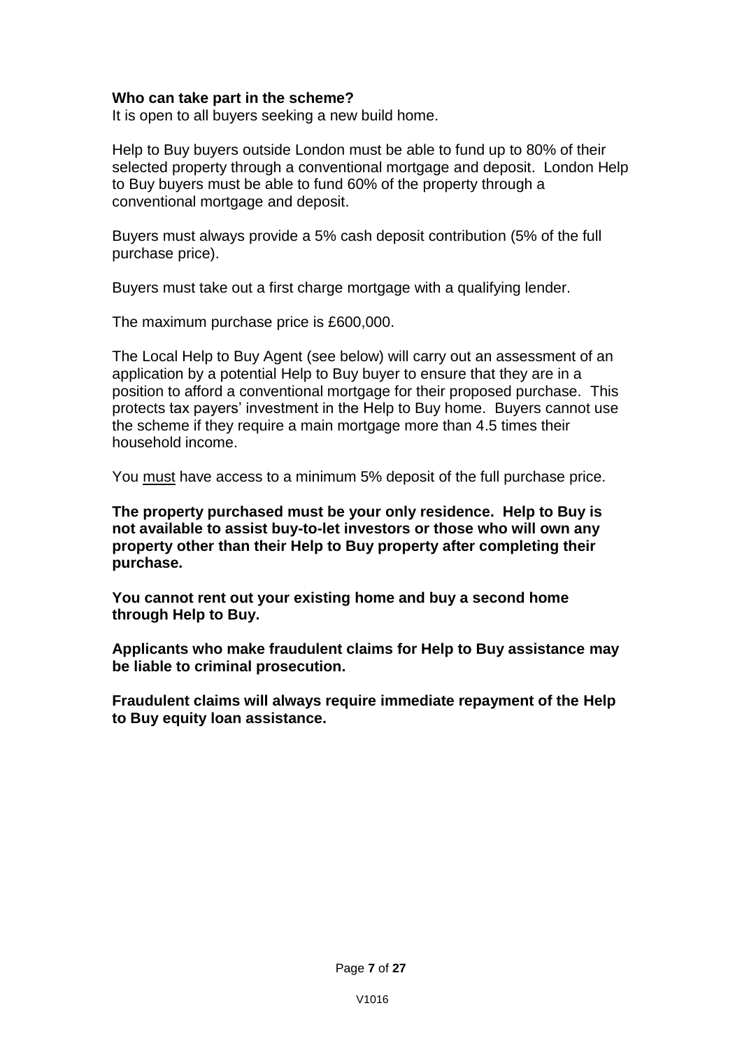**Who can take part in the scheme?**

It is open to all buyers seeking a new build home.

Help to Buy buyers outside London must be able to fund up to 80% of their selected property through a conventional mortgage and deposit. London Help to Buy buyers must be able to fund 60% of the property through a conventional mortgage and deposit.

Buyers must always provide a 5% cash deposit contribution (5% of the full purchase price).

Buyers must take out a first charge mortgage with a qualifying lender.

The maximum purchase price is £600,000.

The Local Help to Buy Agent (see below) will carry out an assessment of an application by a potential Help to Buy buyer to ensure that they are in a position to afford a conventional mortgage for their proposed purchase. This protects tax payers' investment in the Help to Buy home. Buyers cannot use the scheme if they require a main mortgage more than 4.5 times their household income.

You <u>must</u> have access to a minimum 5% deposit of the full purchase price.

**The property purchased must be your only residence. Help to Buy is not available to assist buy-to-let investors or those who will own any property other than their Help to Buy property after completing their purchase.**

**You cannot rent out your existing home and buy a second home through Help to Buy.**

**Applicants who make fraudulent claims for Help to Buy assistance may be liable to criminal prosecution.**

**Fraudulent claims will always require immediate repayment of the Help to Buy equity loan assistance.**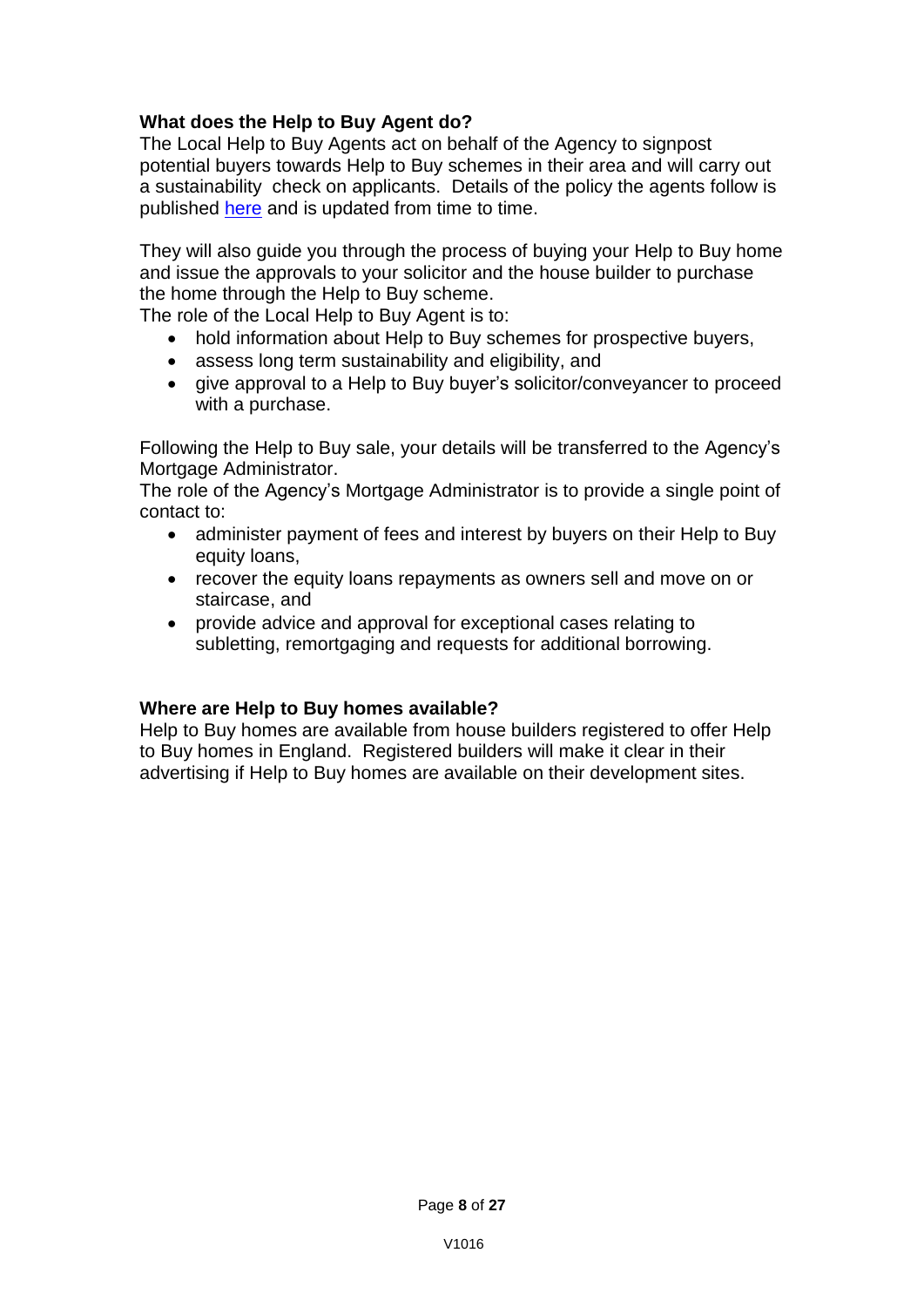**What does the Help to Buy Agent do?**

The Local Help to Buy Agents act on behalf of the Agency to signpost potential buyers towards Help to Buy schemes in their area and will carry out a sustainability check on applicants. Details of the policy the agents follow is published here and is updated from time to time.

They will also guide you through the process of buying your Help to Buy home and issue the approvals to your solicitor and the house builder to purchase the home through the Help to Buy scheme.

The role of the Local Help to Buy Agent is to:

- hold information about Help to Buy schemes for prospective buyers,
- assess long term sustainability and eligibility, and
- give approval to a Help to Buy buyer's solicitor/conveyancer to proceed with a purchase.

Following the Help to Buy sale, your details will be transferred to the Agency's Mortgage Administrator.

The role of the Agency's Mortgage Administrator is to provide a single point of contact to:

- administer payment of fees and interest by buyers on their Help to Buy equity loans,
- recover the equity loans repayments as owners sell and move on or staircase, and
- provide advice and approval for exceptional cases relating to subletting, remortgaging and requests for additional borrowing.

**Where are Help to Buy homes available?**

Help to Buy homes are available from house builders registered to offer Help to Buy homes in England. Registered builders will make it clear in their advertising if Help to Buy homes are available on their development sites.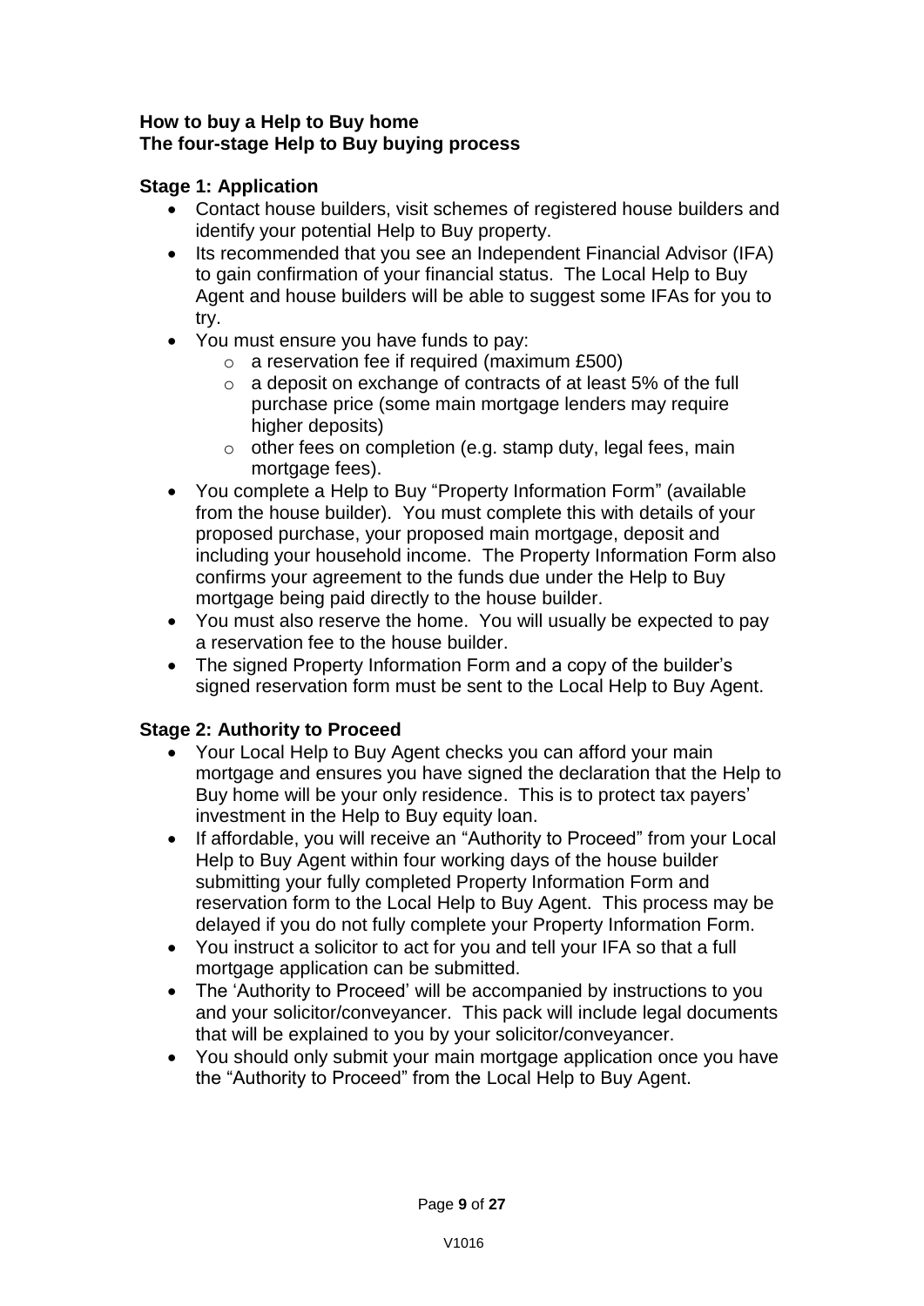**How to buy a Help to Buy home**
**The four-stage Help to Buy buying process**

### Stage 1: Application

- Contact house builders, visit schemes of registered house builders and identify your potential Help to Buy property.
- Its recommended that you see an Independent Financial Advisor (IFA) to gain confirmation of your financial status. The Local Help to Buy Agent and house builders will be able to suggest some IFAs for you to try.
- You must ensure you have funds to pay:
  - a reservation fee if required (maximum £500)
  - a deposit on exchange of contracts of at least 5% of the full purchase price (some main mortgage lenders may require higher deposits)
  - other fees on completion (e.g. stamp duty, legal fees, main mortgage fees).
- You complete a Help to Buy "Property Information Form" (available from the house builder). You must complete this with details of your proposed purchase, your proposed main mortgage, deposit and including your household income. The Property Information Form also confirms your agreement to the funds due under the Help to Buy mortgage being paid directly to the house builder.
- You must also reserve the home. You will usually be expected to pay a reservation fee to the house builder.
- The signed Property Information Form and a copy of the builder's signed reservation form must be sent to the Local Help to Buy Agent.

### Stage 2: Authority to Proceed

- Your Local Help to Buy Agent checks you can afford your main mortgage and ensures you have signed the declaration that the Help to Buy home will be your only residence. This is to protect tax payers' investment in the Help to Buy equity loan.
- If affordable, you will receive an "Authority to Proceed" from your Local Help to Buy Agent within four working days of the house builder submitting your fully completed Property Information Form and reservation form to the Local Help to Buy Agent. This process may be delayed if you do not fully complete your Property Information Form.
- You instruct a solicitor to act for you and tell your IFA so that a full mortgage application can be submitted.
- The 'Authority to Proceed' will be accompanied by instructions to you and your solicitor/conveyancer. This pack will include legal documents that will be explained to you by your solicitor/conveyancer.
- You should only submit your main mortgage application once you have the "Authority to Proceed" from the Local Help to Buy Agent.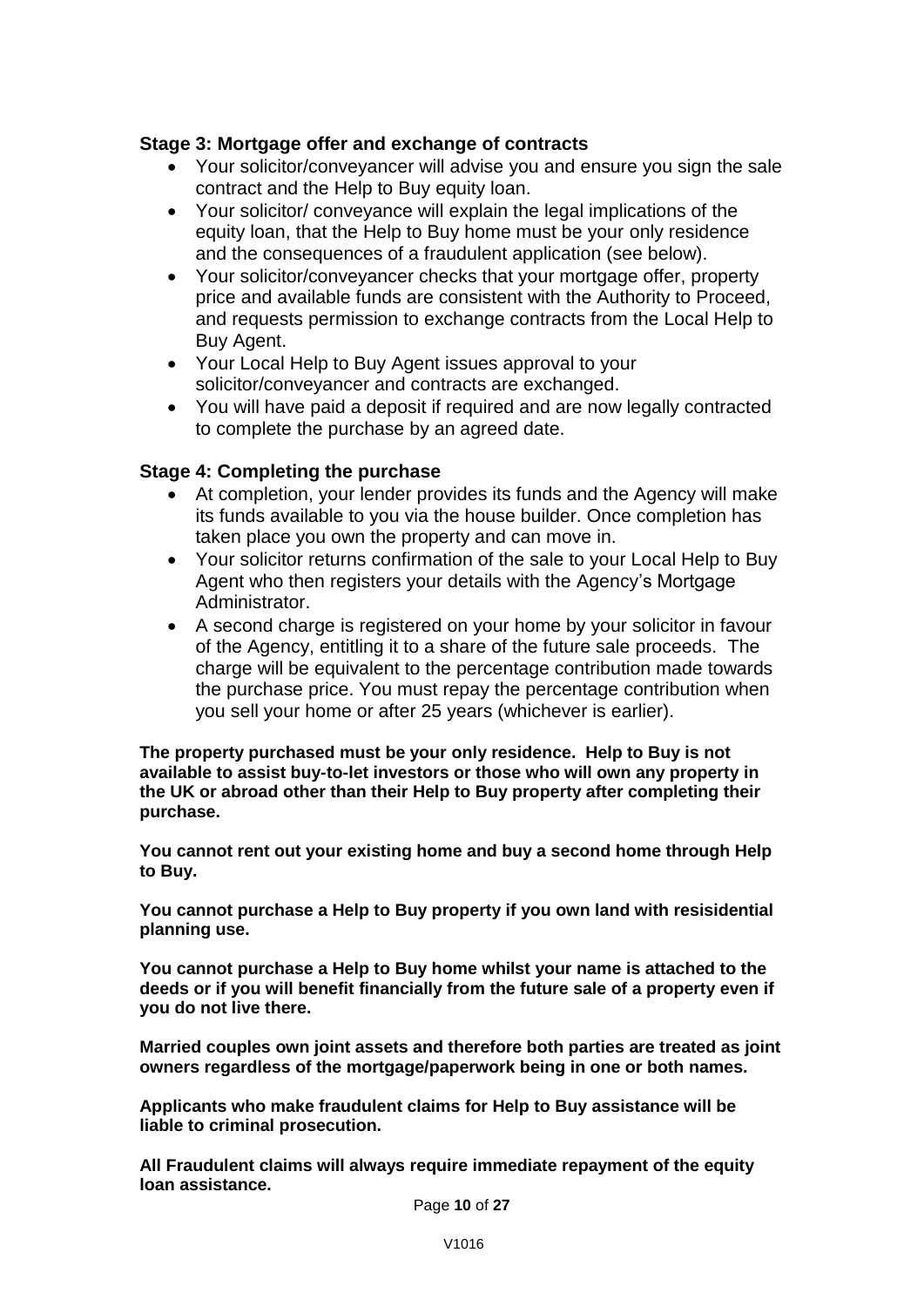### Stage 3: Mortgage offer and exchange of contracts

- Your solicitor/conveyancer will advise you and ensure you sign the sale contract and the Help to Buy equity loan.
- Your solicitor/ conveyance will explain the legal implications of the equity loan, that the Help to Buy home must be your only residence and the consequences of a fraudulent application (see below).
- Your solicitor/conveyancer checks that your mortgage offer, property price and available funds are consistent with the Authority to Proceed, and requests permission to exchange contracts from the Local Help to Buy Agent.
- Your Local Help to Buy Agent issues approval to your solicitor/conveyancer and contracts are exchanged.
- You will have paid a deposit if required and are now legally contracted to complete the purchase by an agreed date.

### Stage 4: Completing the purchase

- At completion, your lender provides its funds and the Agency will make its funds available to you via the house builder. Once completion has taken place you own the property and can move in.
- Your solicitor returns confirmation of the sale to your Local Help to Buy Agent who then registers your details with the Agency's Mortgage Administrator.
- A second charge is registered on your home by your solicitor in favour of the Agency, entitling it to a share of the future sale proceeds. The charge will be equivalent to the percentage contribution made towards the purchase price. You must repay the percentage contribution when you sell your home or after 25 years (whichever is earlier).

**The property purchased must be your only residence. Help to Buy is not available to assist buy-to-let investors or those who will own any property in the UK or abroad other than their Help to Buy property after completing their purchase.**

**You cannot rent out your existing home and buy a second home through Help to Buy.**

**You cannot purchase a Help to Buy property if you own land with resisidential planning use.**

**You cannot purchase a Help to Buy home whilst your name is attached to the deeds or if you will benefit financially from the future sale of a property even if you do not live there.**

**Married couples own joint assets and therefore both parties are treated as joint owners regardless of the mortgage/paperwork being in one or both names.**

**Applicants who make fraudulent claims for Help to Buy assistance will be liable to criminal prosecution.**

**All Fraudulent claims will always require immediate repayment of the equity loan assistance.**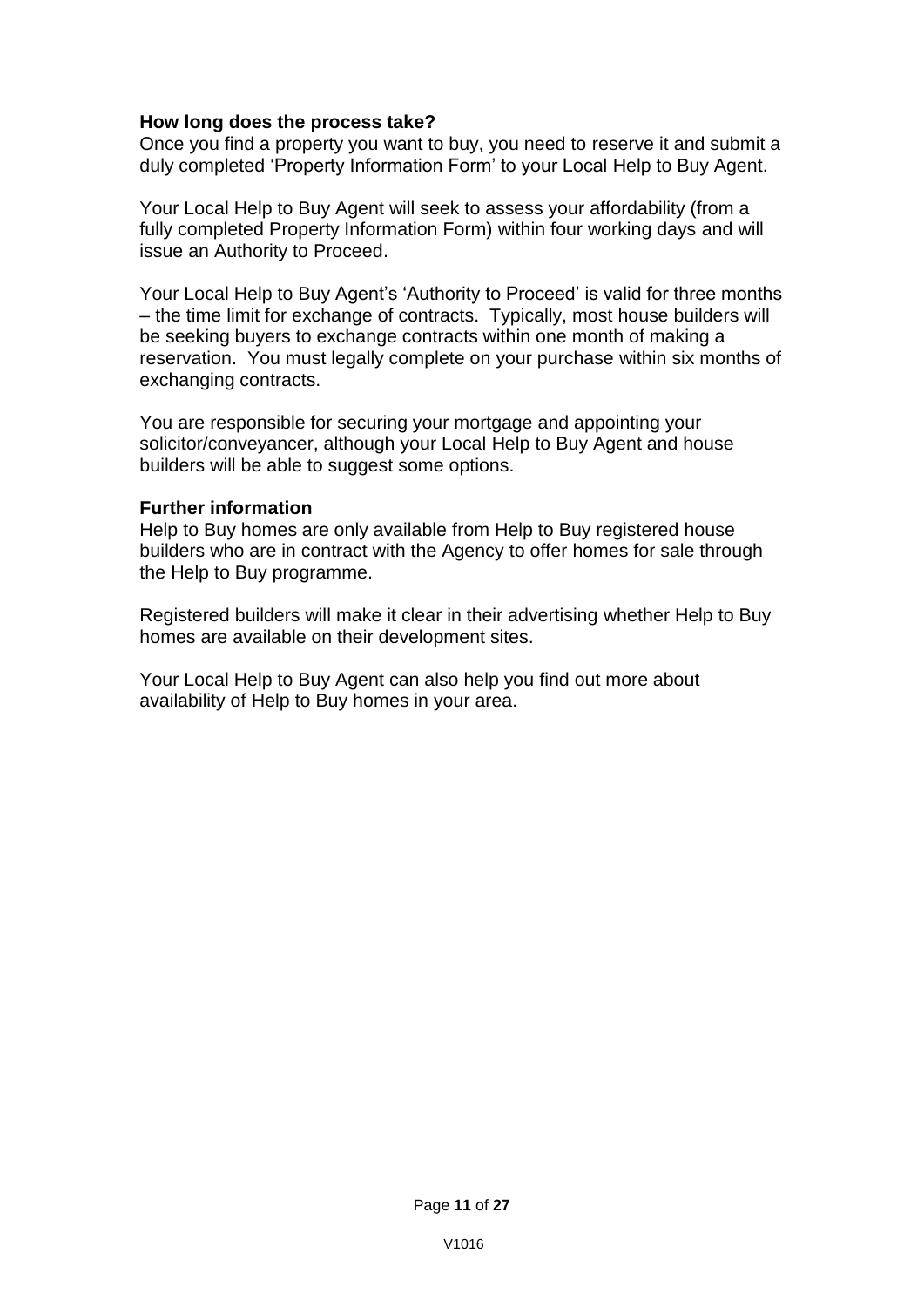**How long does the process take?**
Once you find a property you want to buy, you need to reserve it and submit a duly completed 'Property Information Form' to your Local Help to Buy Agent.

Your Local Help to Buy Agent will seek to assess your affordability (from a fully completed Property Information Form) within four working days and will issue an Authority to Proceed.

Your Local Help to Buy Agent's 'Authority to Proceed' is valid for three months – the time limit for exchange of contracts. Typically, most house builders will be seeking buyers to exchange contracts within one month of making a reservation. You must legally complete on your purchase within six months of exchanging contracts.

You are responsible for securing your mortgage and appointing your solicitor/conveyancer, although your Local Help to Buy Agent and house builders will be able to suggest some options.

**Further information**
Help to Buy homes are only available from Help to Buy registered house builders who are in contract with the Agency to offer homes for sale through the Help to Buy programme.

Registered builders will make it clear in their advertising whether Help to Buy homes are available on their development sites.

Your Local Help to Buy Agent can also help you find out more about availability of Help to Buy homes in your area.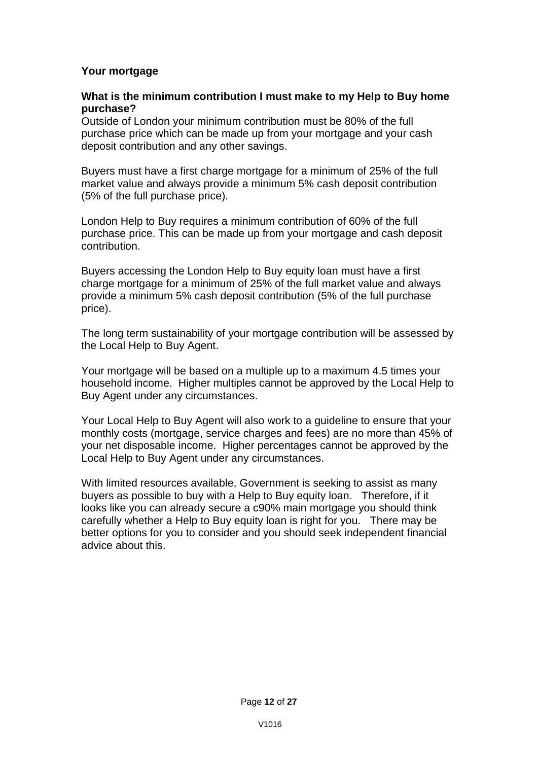## Your mortgage

### What is the minimum contribution I must make to my Help to Buy home purchase?

Outside of London your minimum contribution must be 80% of the full purchase price which can be made up from your mortgage and your cash deposit contribution and any other savings.

Buyers must have a first charge mortgage for a minimum of 25% of the full market value and always provide a minimum 5% cash deposit contribution (5% of the full purchase price).

London Help to Buy requires a minimum contribution of 60% of the full purchase price. This can be made up from your mortgage and cash deposit contribution.

Buyers accessing the London Help to Buy equity loan must have a first charge mortgage for a minimum of 25% of the full market value and always provide a minimum 5% cash deposit contribution (5% of the full purchase price).

The long term sustainability of your mortgage contribution will be assessed by the Local Help to Buy Agent.

Your mortgage will be based on a multiple up to a maximum 4.5 times your household income. Higher multiples cannot be approved by the Local Help to Buy Agent under any circumstances.

Your Local Help to Buy Agent will also work to a guideline to ensure that your monthly costs (mortgage, service charges and fees) are no more than 45% of your net disposable income. Higher percentages cannot be approved by the Local Help to Buy Agent under any circumstances.

With limited resources available, Government is seeking to assist as many buyers as possible to buy with a Help to Buy equity loan. Therefore, if it looks like you can already secure a c90% main mortgage you should think carefully whether a Help to Buy equity loan is right for you. There may be better options for you to consider and you should seek independent financial advice about this.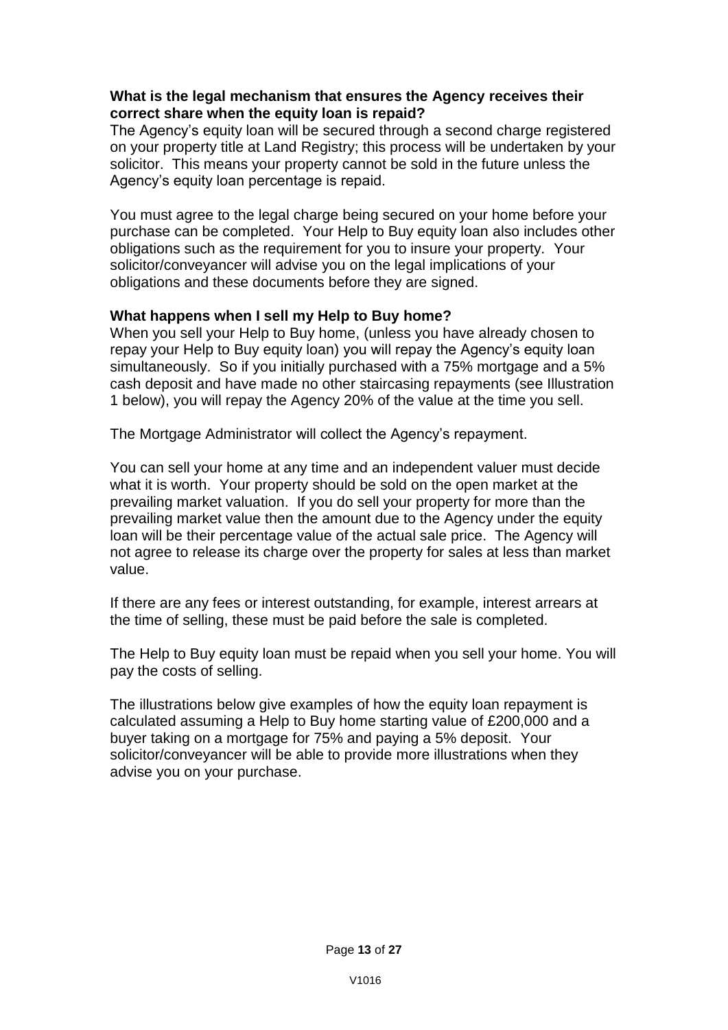**What is the legal mechanism that ensures the Agency receives their correct share when the equity loan is repaid?**

The Agency's equity loan will be secured through a second charge registered on your property title at Land Registry; this process will be undertaken by your solicitor. This means your property cannot be sold in the future unless the Agency's equity loan percentage is repaid.

You must agree to the legal charge being secured on your home before your purchase can be completed. Your Help to Buy equity loan also includes other obligations such as the requirement for you to insure your property. Your solicitor/conveyancer will advise you on the legal implications of your obligations and these documents before they are signed.

**What happens when I sell my Help to Buy home?**

When you sell your Help to Buy home, (unless you have already chosen to repay your Help to Buy equity loan) you will repay the Agency's equity loan simultaneously. So if you initially purchased with a 75% mortgage and a 5% cash deposit and have made no other staircasing repayments (see Illustration 1 below), you will repay the Agency 20% of the value at the time you sell.

The Mortgage Administrator will collect the Agency's repayment.

You can sell your home at any time and an independent valuer must decide what it is worth. Your property should be sold on the open market at the prevailing market valuation. If you do sell your property for more than the prevailing market value then the amount due to the Agency under the equity loan will be their percentage value of the actual sale price. The Agency will not agree to release its charge over the property for sales at less than market value.

If there are any fees or interest outstanding, for example, interest arrears at the time of selling, these must be paid before the sale is completed.

The Help to Buy equity loan must be repaid when you sell your home. You will pay the costs of selling.

The illustrations below give examples of how the equity loan repayment is calculated assuming a Help to Buy home starting value of £200,000 and a buyer taking on a mortgage for 75% and paying a 5% deposit. Your solicitor/conveyancer will be able to provide more illustrations when they advise you on your purchase.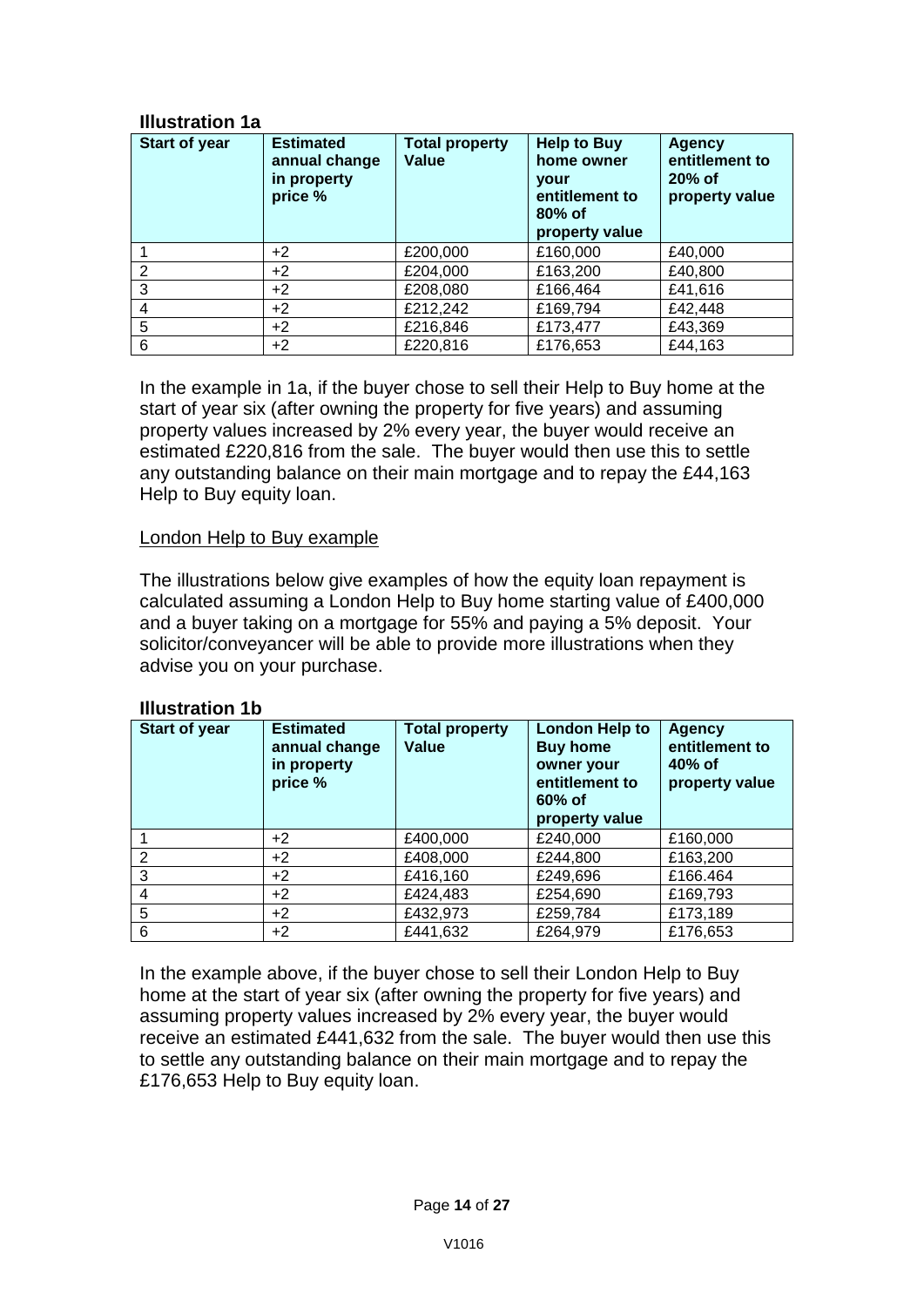**Illustration 1a**

| Start of year | Estimated annual change in property price % | Total property Value | Help to Buy home owner your entitlement to 80% of property value | Agency entitlement to 20% of property value |
|---|---|---|---|---|
| 1 | +2 | £200,000 | £160,000 | £40,000 |
| 2 | +2 | £204,000 | £163,200 | £40,800 |
| 3 | +2 | £208,080 | £166,464 | £41,616 |
| 4 | +2 | £212,242 | £169,794 | £42,448 |
| 5 | +2 | £216,846 | £173,477 | £43,369 |
| 6 | +2 | £220,816 | £176,653 | £44,163 |

In the example in 1a, if the buyer chose to sell their Help to Buy home at the start of year six (after owning the property for five years) and assuming property values increased by 2% every year, the buyer would receive an estimated £220,816 from the sale. The buyer would then use this to settle any outstanding balance on their main mortgage and to repay the £44,163 Help to Buy equity loan.

London Help to Buy example

The illustrations below give examples of how the equity loan repayment is calculated assuming a London Help to Buy home starting value of £400,000 and a buyer taking on a mortgage for 55% and paying a 5% deposit. Your solicitor/conveyancer will be able to provide more illustrations when they advise you on your purchase.

**Illustration 1b**

| Start of year | Estimated annual change in property price % | Total property Value | London Help to Buy home owner your entitlement to 60% of property value | Agency entitlement to 40% of property value |
|---|---|---|---|---|
| 1 | +2 | £400,000 | £240,000 | £160,000 |
| 2 | +2 | £408,000 | £244,800 | £163,200 |
| 3 | +2 | £416,160 | £249,696 | £166.464 |
| 4 | +2 | £424,483 | £254,690 | £169,793 |
| 5 | +2 | £432,973 | £259,784 | £173,189 |
| 6 | +2 | £441,632 | £264,979 | £176,653 |

In the example above, if the buyer chose to sell their London Help to Buy home at the start of year six (after owning the property for five years) and assuming property values increased by 2% every year, the buyer would receive an estimated £441,632 from the sale. The buyer would then use this to settle any outstanding balance on their main mortgage and to repay the £176,653 Help to Buy equity loan.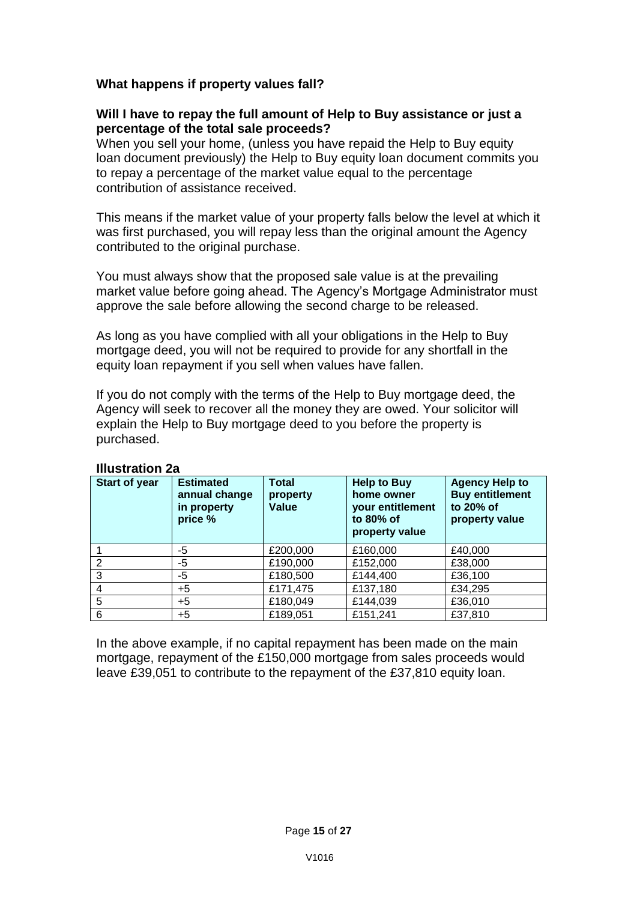### What happens if property values fall?

**Will I have to repay the full amount of Help to Buy assistance or just a percentage of the total sale proceeds?**

When you sell your home, (unless you have repaid the Help to Buy equity loan document previously) the Help to Buy equity loan document commits you to repay a percentage of the market value equal to the percentage contribution of assistance received.

This means if the market value of your property falls below the level at which it was first purchased, you will repay less than the original amount the Agency contributed to the original purchase.

You must always show that the proposed sale value is at the prevailing market value before going ahead. The Agency's Mortgage Administrator must approve the sale before allowing the second charge to be released.

As long as you have complied with all your obligations in the Help to Buy mortgage deed, you will not be required to provide for any shortfall in the equity loan repayment if you sell when values have fallen.

If you do not comply with the terms of the Help to Buy mortgage deed, the Agency will seek to recover all the money they are owed. Your solicitor will explain the Help to Buy mortgage deed to you before the property is purchased.

**Illustration 2a**

| Start of year | Estimated annual change in property price % | Total property Value | Help to Buy home owner your entitlement to 80% of property value | Agency Help to Buy entitlement to 20% of property value |
|---|---|---|---|---|
| 1 | -5 | £200,000 | £160,000 | £40,000 |
| 2 | -5 | £190,000 | £152,000 | £38,000 |
| 3 | -5 | £180,500 | £144,400 | £36,100 |
| 4 | +5 | £171,475 | £137,180 | £34,295 |
| 5 | +5 | £180,049 | £144,039 | £36,010 |
| 6 | +5 | £189,051 | £151,241 | £37,810 |

In the above example, if no capital repayment has been made on the main mortgage, repayment of the £150,000 mortgage from sales proceeds would leave £39,051 to contribute to the repayment of the £37,810 equity loan.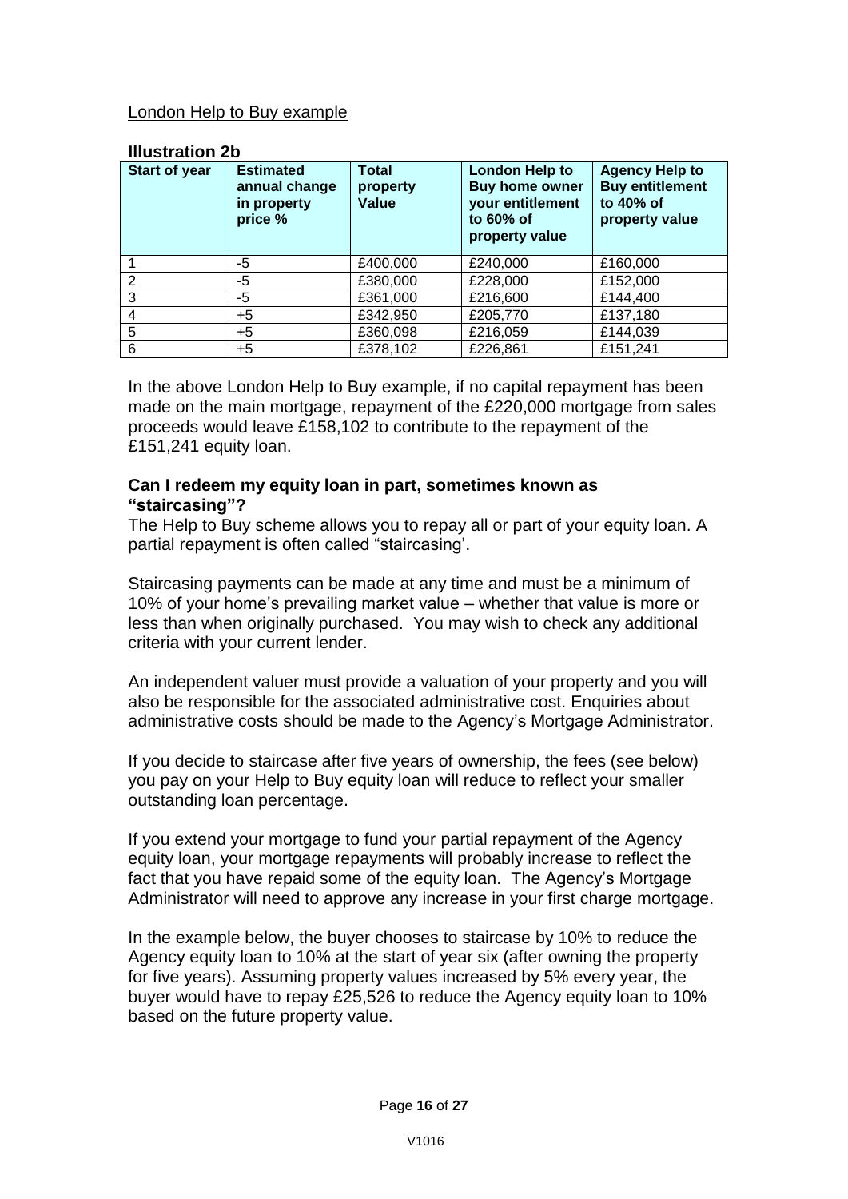London Help to Buy example

**Illustration 2b**

| Start of year | Estimated annual change in property price % | Total property Value | London Help to Buy home owner your entitlement to 60% of property value | Agency Help to Buy entitlement to 40% of property value |
|---|---|---|---|---|
| 1 | -5 | £400,000 | £240,000 | £160,000 |
| 2 | -5 | £380,000 | £228,000 | £152,000 |
| 3 | -5 | £361,000 | £216,600 | £144,400 |
| 4 | +5 | £342,950 | £205,770 | £137,180 |
| 5 | +5 | £360,098 | £216,059 | £144,039 |
| 6 | +5 | £378,102 | £226,861 | £151,241 |

In the above London Help to Buy example, if no capital repayment has been made on the main mortgage, repayment of the £220,000 mortgage from sales proceeds would leave £158,102 to contribute to the repayment of the £151,241 equity loan.

**Can I redeem my equity loan in part, sometimes known as "staircasing"?**

The Help to Buy scheme allows you to repay all or part of your equity loan. A partial repayment is often called "staircasing'.

Staircasing payments can be made at any time and must be a minimum of 10% of your home's prevailing market value – whether that value is more or less than when originally purchased. You may wish to check any additional criteria with your current lender.

An independent valuer must provide a valuation of your property and you will also be responsible for the associated administrative cost. Enquiries about administrative costs should be made to the Agency's Mortgage Administrator.

If you decide to staircase after five years of ownership, the fees (see below) you pay on your Help to Buy equity loan will reduce to reflect your smaller outstanding loan percentage.

If you extend your mortgage to fund your partial repayment of the Agency equity loan, your mortgage repayments will probably increase to reflect the fact that you have repaid some of the equity loan. The Agency's Mortgage Administrator will need to approve any increase in your first charge mortgage.

In the example below, the buyer chooses to staircase by 10% to reduce the Agency equity loan to 10% at the start of year six (after owning the property for five years). Assuming property values increased by 5% every year, the buyer would have to repay £25,526 to reduce the Agency equity loan to 10% based on the future property value.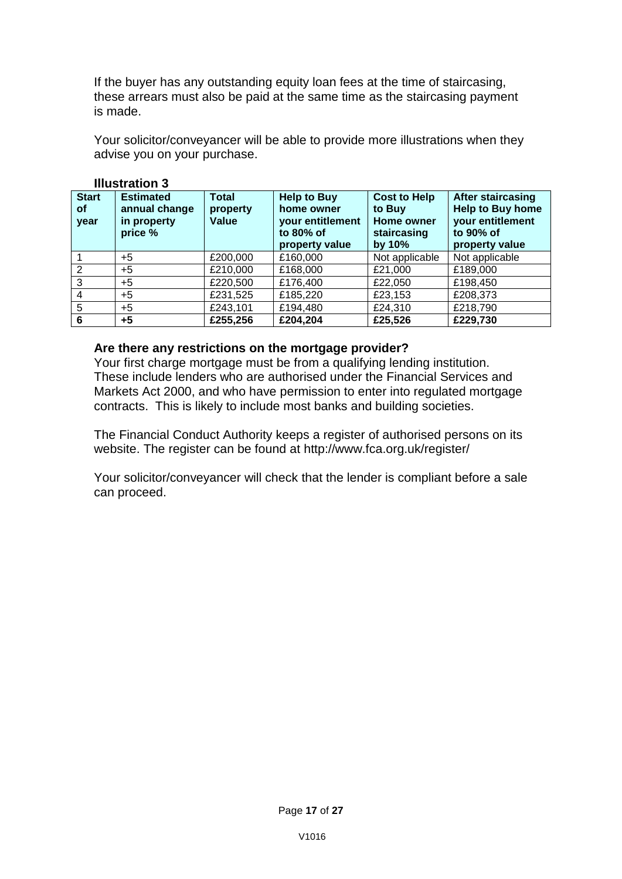If the buyer has any outstanding equity loan fees at the time of staircasing, these arrears must also be paid at the same time as the staircasing payment is made.

Your solicitor/conveyancer will be able to provide more illustrations when they advise you on your purchase.

**Illustration 3**

| Start of year | Estimated annual change in property price % | Total property Value | Help to Buy home owner your entitlement to 80% of property value | Cost to Help to Buy Home owner staircasing by 10% | After staircasing Help to Buy home your entitlement to 90% of property value |
|---|---|---|---|---|---|
| 1 | +5 | £200,000 | £160,000 | Not applicable | Not applicable |
| 2 | +5 | £210,000 | £168,000 | £21,000 | £189,000 |
| 3 | +5 | £220,500 | £176,400 | £22,050 | £198,450 |
| 4 | +5 | £231,525 | £185,220 | £23,153 | £208,373 |
| 5 | +5 | £243,101 | £194,480 | £24,310 | £218,790 |
| **6** | **+5** | **£255,256** | **£204,204** | **£25,526** | **£229,730** |

**Are there any restrictions on the mortgage provider?**

Your first charge mortgage must be from a qualifying lending institution. These include lenders who are authorised under the Financial Services and Markets Act 2000, and who have permission to enter into regulated mortgage contracts. This is likely to include most banks and building societies.

The Financial Conduct Authority keeps a register of authorised persons on its website. The register can be found at http://www.fca.org.uk/register/

Your solicitor/conveyancer will check that the lender is compliant before a sale can proceed.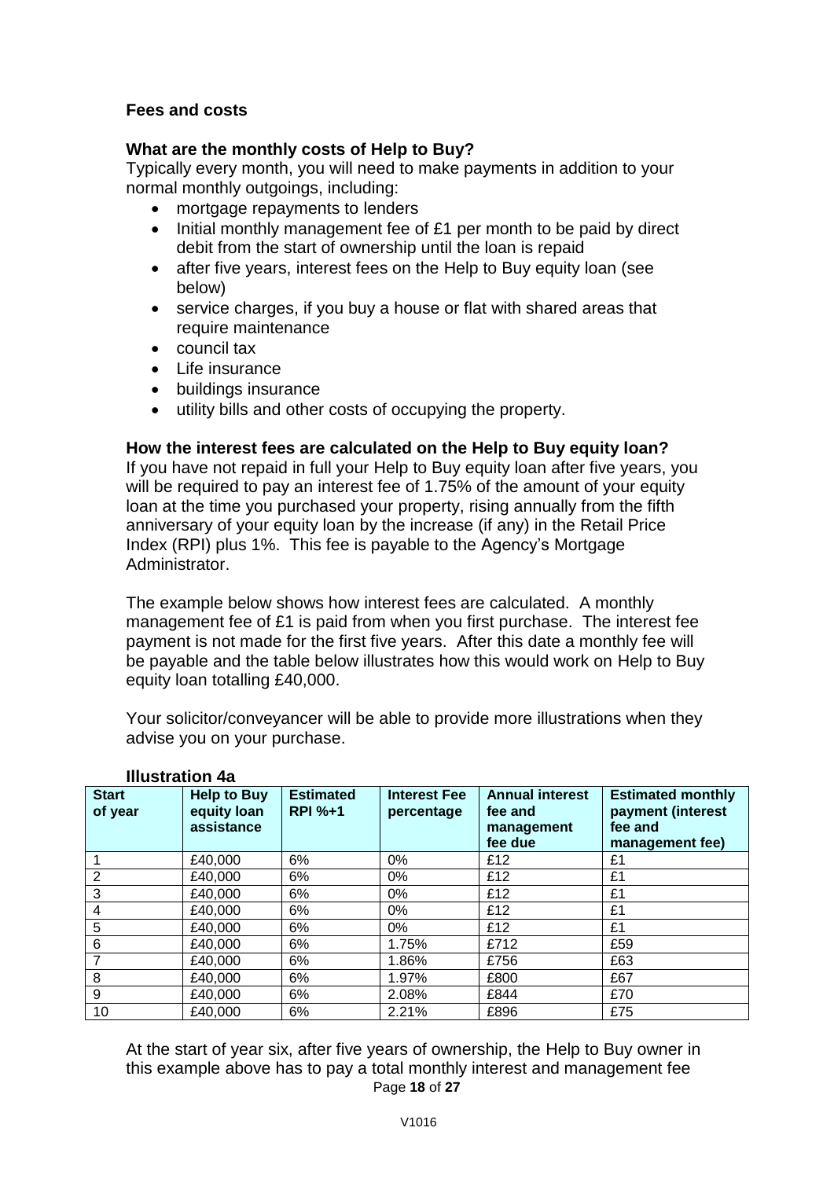## Fees and costs

### What are the monthly costs of Help to Buy?

Typically every month, you will need to make payments in addition to your normal monthly outgoings, including:

- mortgage repayments to lenders
- Initial monthly management fee of £1 per month to be paid by direct debit from the start of ownership until the loan is repaid
- after five years, interest fees on the Help to Buy equity loan (see below)
- service charges, if you buy a house or flat with shared areas that require maintenance
- council tax
- Life insurance
- buildings insurance
- utility bills and other costs of occupying the property.

### How the interest fees are calculated on the Help to Buy equity loan?

If you have not repaid in full your Help to Buy equity loan after five years, you will be required to pay an interest fee of 1.75% of the amount of your equity loan at the time you purchased your property, rising annually from the fifth anniversary of your equity loan by the increase (if any) in the Retail Price Index (RPI) plus 1%. This fee is payable to the Agency's Mortgage Administrator.

The example below shows how interest fees are calculated. A monthly management fee of £1 is paid from when you first purchase. The interest fee payment is not made for the first five years. After this date a monthly fee will be payable and the table below illustrates how this would work on Help to Buy equity loan totalling £40,000.

Your solicitor/conveyancer will be able to provide more illustrations when they advise you on your purchase.

**Illustration 4a**

| Start of year | Help to Buy equity loan assistance | Estimated RPI %+1 | Interest Fee percentage | Annual interest fee and management fee due | Estimated monthly payment (interest fee and management fee) |
|---|---|---|---|---|---|
| 1 | £40,000 | 6% | 0% | £12 | £1 |
| 2 | £40,000 | 6% | 0% | £12 | £1 |
| 3 | £40,000 | 6% | 0% | £12 | £1 |
| 4 | £40,000 | 6% | 0% | £12 | £1 |
| 5 | £40,000 | 6% | 0% | £12 | £1 |
| 6 | £40,000 | 6% | 1.75% | £712 | £59 |
| 7 | £40,000 | 6% | 1.86% | £756 | £63 |
| 8 | £40,000 | 6% | 1.97% | £800 | £67 |
| 9 | £40,000 | 6% | 2.08% | £844 | £70 |
| 10 | £40,000 | 6% | 2.21% | £896 | £75 |

At the start of year six, after five years of ownership, the Help to Buy owner in this example above has to pay a total monthly interest and management fee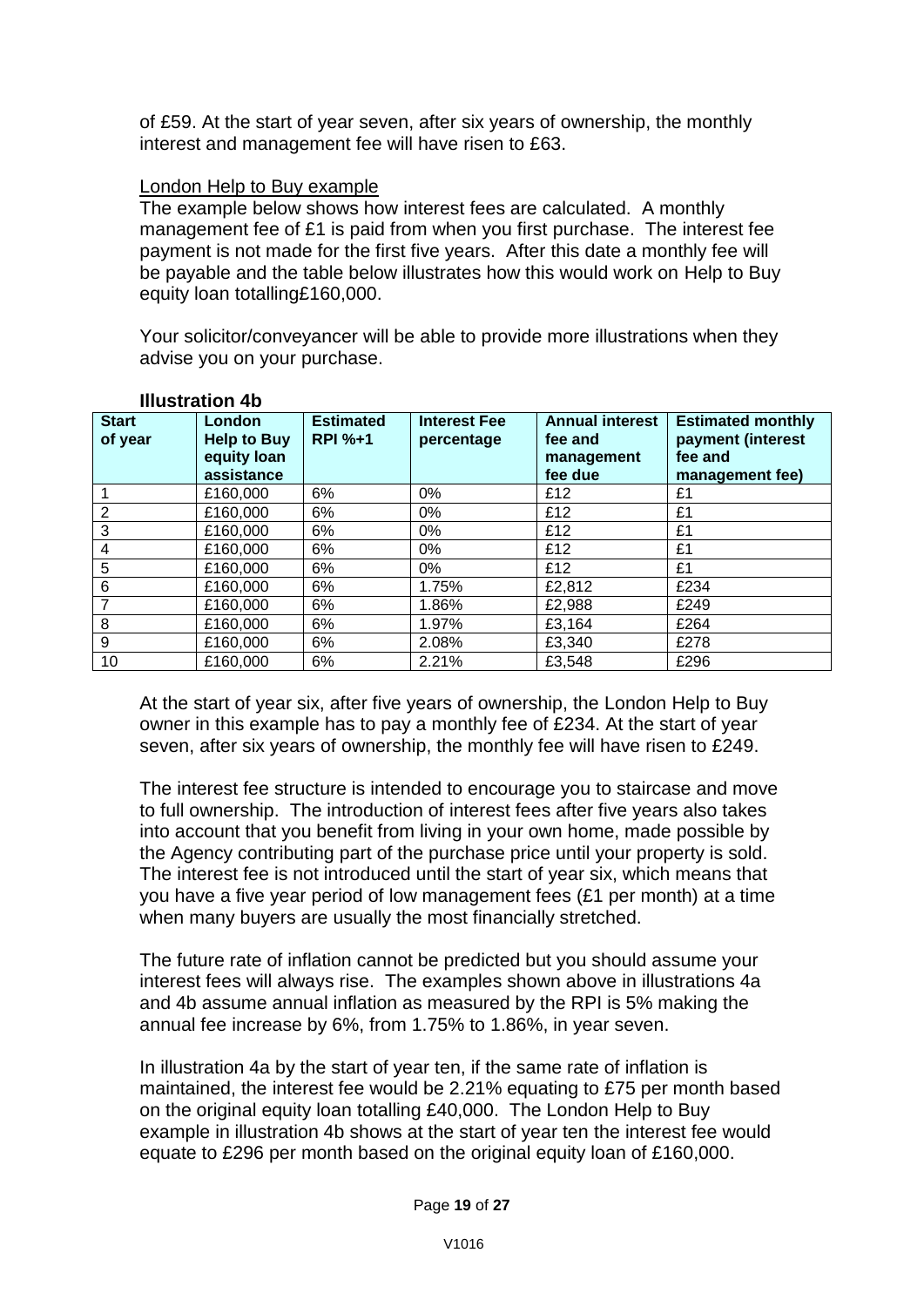of £59. At the start of year seven, after six years of ownership, the monthly interest and management fee will have risen to £63.

London Help to Buy example

The example below shows how interest fees are calculated. A monthly management fee of £1 is paid from when you first purchase. The interest fee payment is not made for the first five years. After this date a monthly fee will be payable and the table below illustrates how this would work on Help to Buy equity loan totalling£160,000.

Your solicitor/conveyancer will be able to provide more illustrations when they advise you on your purchase.

**Illustration 4b**

| Start of year | London Help to Buy equity loan assistance | Estimated RPI %+1 | Interest Fee percentage | Annual interest fee and management fee due | Estimated monthly payment (interest fee and management fee) |
|---|---|---|---|---|---|
| 1 | £160,000 | 6% | 0% | £12 | £1 |
| 2 | £160,000 | 6% | 0% | £12 | £1 |
| 3 | £160,000 | 6% | 0% | £12 | £1 |
| 4 | £160,000 | 6% | 0% | £12 | £1 |
| 5 | £160,000 | 6% | 0% | £12 | £1 |
| 6 | £160,000 | 6% | 1.75% | £2,812 | £234 |
| 7 | £160,000 | 6% | 1.86% | £2,988 | £249 |
| 8 | £160,000 | 6% | 1.97% | £3,164 | £264 |
| 9 | £160,000 | 6% | 2.08% | £3,340 | £278 |
| 10 | £160,000 | 6% | 2.21% | £3,548 | £296 |

At the start of year six, after five years of ownership, the London Help to Buy owner in this example has to pay a monthly fee of £234. At the start of year seven, after six years of ownership, the monthly fee will have risen to £249.

The interest fee structure is intended to encourage you to staircase and move to full ownership. The introduction of interest fees after five years also takes into account that you benefit from living in your own home, made possible by the Agency contributing part of the purchase price until your property is sold. The interest fee is not introduced until the start of year six, which means that you have a five year period of low management fees (£1 per month) at a time when many buyers are usually the most financially stretched.

The future rate of inflation cannot be predicted but you should assume your interest fees will always rise. The examples shown above in illustrations 4a and 4b assume annual inflation as measured by the RPI is 5% making the annual fee increase by 6%, from 1.75% to 1.86%, in year seven.

In illustration 4a by the start of year ten, if the same rate of inflation is maintained, the interest fee would be 2.21% equating to £75 per month based on the original equity loan totalling £40,000. The London Help to Buy example in illustration 4b shows at the start of year ten the interest fee would equate to £296 per month based on the original equity loan of £160,000.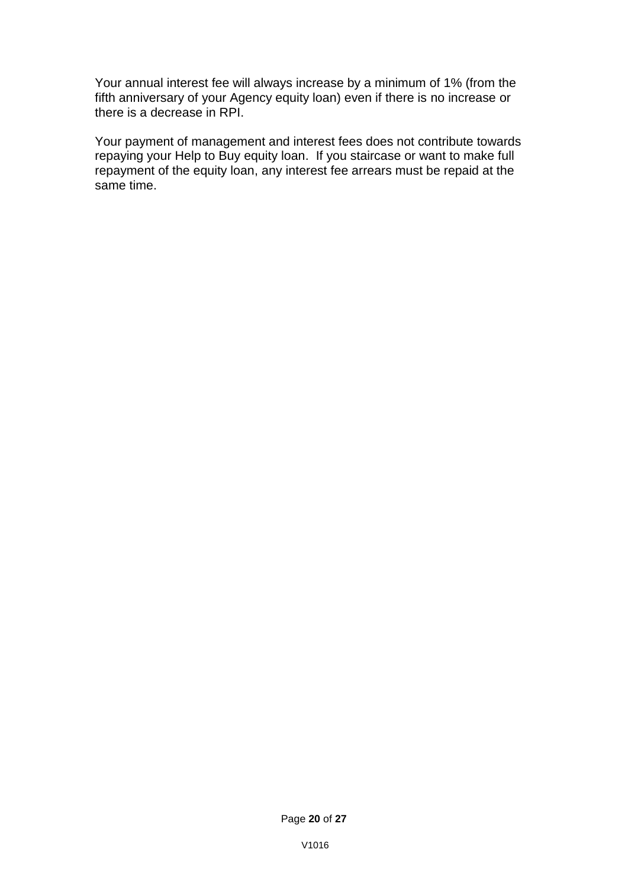Your annual interest fee will always increase by a minimum of 1% (from the fifth anniversary of your Agency equity loan) even if there is no increase or there is a decrease in RPI.

Your payment of management and interest fees does not contribute towards repaying your Help to Buy equity loan.  If you staircase or want to make full repayment of the equity loan, any interest fee arrears must be repaid at the same time.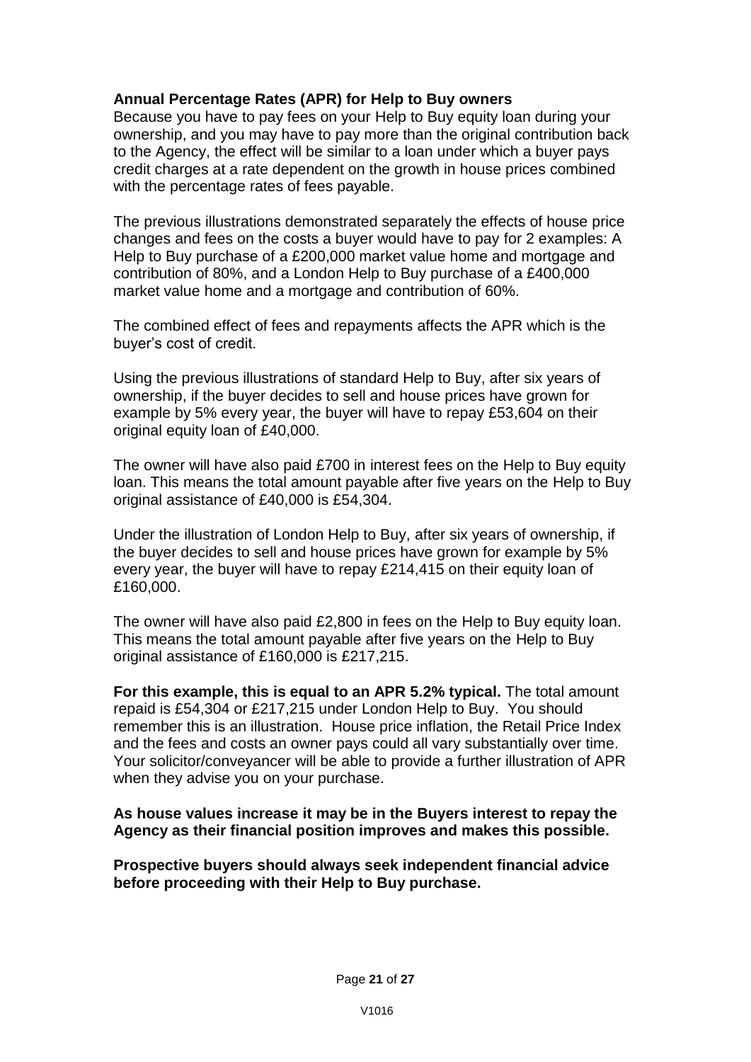**Annual Percentage Rates (APR) for Help to Buy owners**

Because you have to pay fees on your Help to Buy equity loan during your ownership, and you may have to pay more than the original contribution back to the Agency, the effect will be similar to a loan under which a buyer pays credit charges at a rate dependent on the growth in house prices combined with the percentage rates of fees payable.

The previous illustrations demonstrated separately the effects of house price changes and fees on the costs a buyer would have to pay for 2 examples: A Help to Buy purchase of a £200,000 market value home and mortgage and contribution of 80%, and a London Help to Buy purchase of a £400,000 market value home and a mortgage and contribution of 60%.

The combined effect of fees and repayments affects the APR which is the buyer's cost of credit.

Using the previous illustrations of standard Help to Buy, after six years of ownership, if the buyer decides to sell and house prices have grown for example by 5% every year, the buyer will have to repay £53,604 on their original equity loan of £40,000.

The owner will have also paid £700 in interest fees on the Help to Buy equity loan. This means the total amount payable after five years on the Help to Buy original assistance of £40,000 is £54,304.

Under the illustration of London Help to Buy, after six years of ownership, if the buyer decides to sell and house prices have grown for example by 5% every year, the buyer will have to repay £214,415 on their equity loan of £160,000.

The owner will have also paid £2,800 in fees on the Help to Buy equity loan. This means the total amount payable after five years on the Help to Buy original assistance of £160,000 is £217,215.

**For this example, this is equal to an APR 5.2% typical.** The total amount repaid is £54,304 or £217,215 under London Help to Buy. You should remember this is an illustration. House price inflation, the Retail Price Index and the fees and costs an owner pays could all vary substantially over time. Your solicitor/conveyancer will be able to provide a further illustration of APR when they advise you on your purchase.

**As house values increase it may be in the Buyers interest to repay the Agency as their financial position improves and makes this possible.**

**Prospective buyers should always seek independent financial advice before proceeding with their Help to Buy purchase.**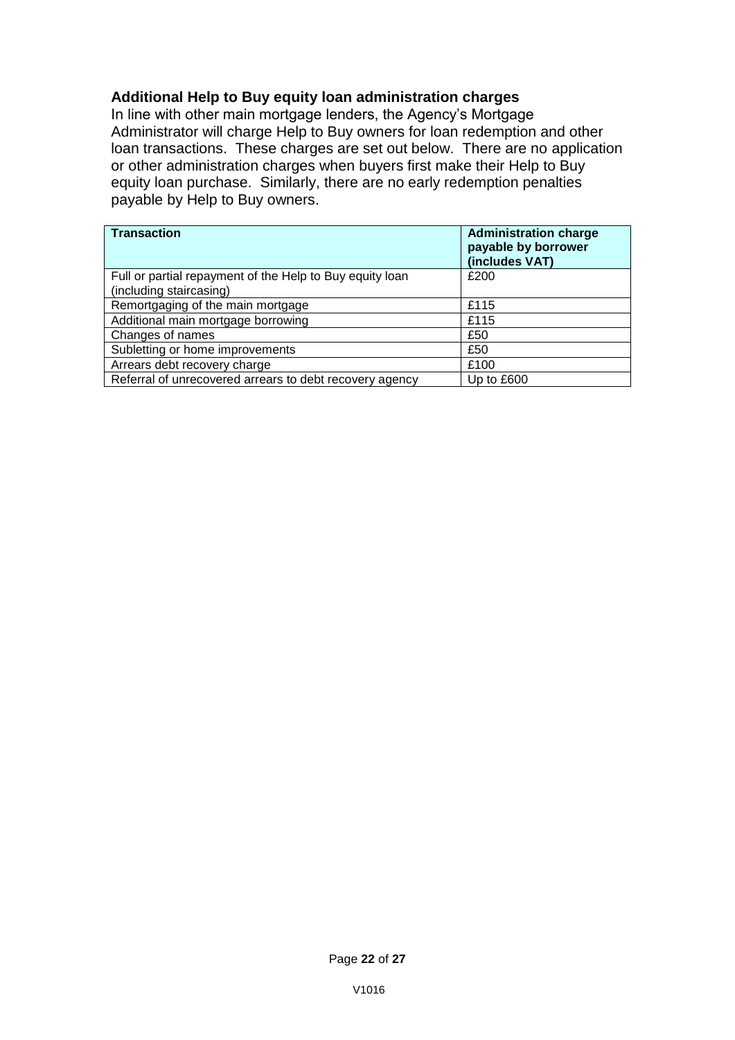### Additional Help to Buy equity loan administration charges

In line with other main mortgage lenders, the Agency's Mortgage Administrator will charge Help to Buy owners for loan redemption and other loan transactions. These charges are set out below. There are no application or other administration charges when buyers first make their Help to Buy equity loan purchase. Similarly, there are no early redemption penalties payable by Help to Buy owners.

| Transaction | Administration charge payable by borrower (includes VAT) |
|---|---|
| Full or partial repayment of the Help to Buy equity loan (including staircasing) | £200 |
| Remortgaging of the main mortgage | £115 |
| Additional main mortgage borrowing | £115 |
| Changes of names | £50 |
| Subletting or home improvements | £50 |
| Arrears debt recovery charge | £100 |
| Referral of unrecovered arrears to debt recovery agency | Up to £600 |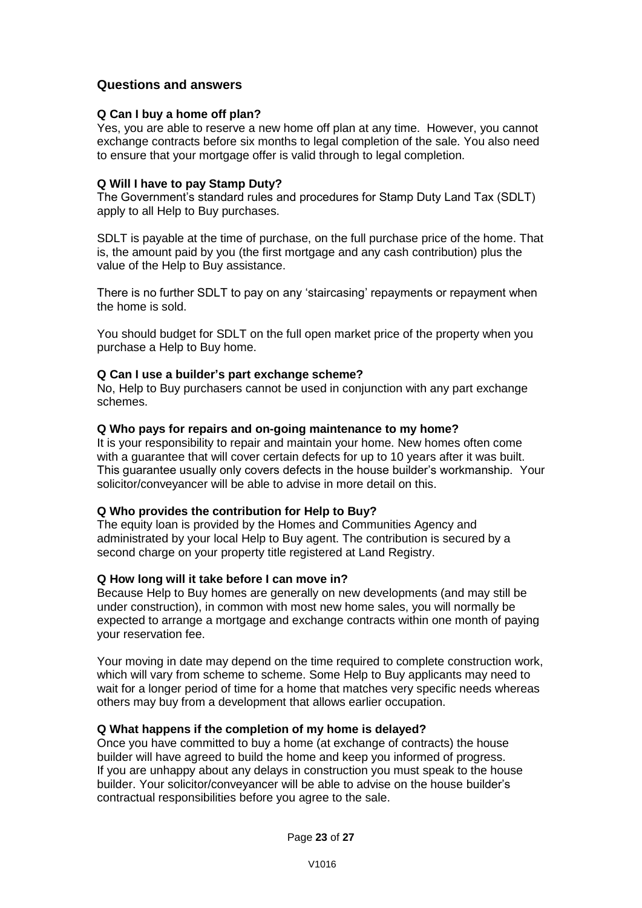## Questions and answers

**Q Can I buy a home off plan?**

Yes, you are able to reserve a new home off plan at any time. However, you cannot exchange contracts before six months to legal completion of the sale. You also need to ensure that your mortgage offer is valid through to legal completion.

**Q Will I have to pay Stamp Duty?**

The Government's standard rules and procedures for Stamp Duty Land Tax (SDLT) apply to all Help to Buy purchases.

SDLT is payable at the time of purchase, on the full purchase price of the home. That is, the amount paid by you (the first mortgage and any cash contribution) plus the value of the Help to Buy assistance.

There is no further SDLT to pay on any 'staircasing' repayments or repayment when the home is sold.

You should budget for SDLT on the full open market price of the property when you purchase a Help to Buy home.

**Q Can I use a builder's part exchange scheme?**

No, Help to Buy purchasers cannot be used in conjunction with any part exchange schemes.

**Q Who pays for repairs and on-going maintenance to my home?**

It is your responsibility to repair and maintain your home. New homes often come with a guarantee that will cover certain defects for up to 10 years after it was built. This guarantee usually only covers defects in the house builder's workmanship. Your solicitor/conveyancer will be able to advise in more detail on this.

**Q Who provides the contribution for Help to Buy?**

The equity loan is provided by the Homes and Communities Agency and administrated by your local Help to Buy agent. The contribution is secured by a second charge on your property title registered at Land Registry.

**Q How long will it take before I can move in?**

Because Help to Buy homes are generally on new developments (and may still be under construction), in common with most new home sales, you will normally be expected to arrange a mortgage and exchange contracts within one month of paying your reservation fee.

Your moving in date may depend on the time required to complete construction work, which will vary from scheme to scheme. Some Help to Buy applicants may need to wait for a longer period of time for a home that matches very specific needs whereas others may buy from a development that allows earlier occupation.

**Q What happens if the completion of my home is delayed?**

Once you have committed to buy a home (at exchange of contracts) the house builder will have agreed to build the home and keep you informed of progress. If you are unhappy about any delays in construction you must speak to the house builder. Your solicitor/conveyancer will be able to advise on the house builder's contractual responsibilities before you agree to the sale.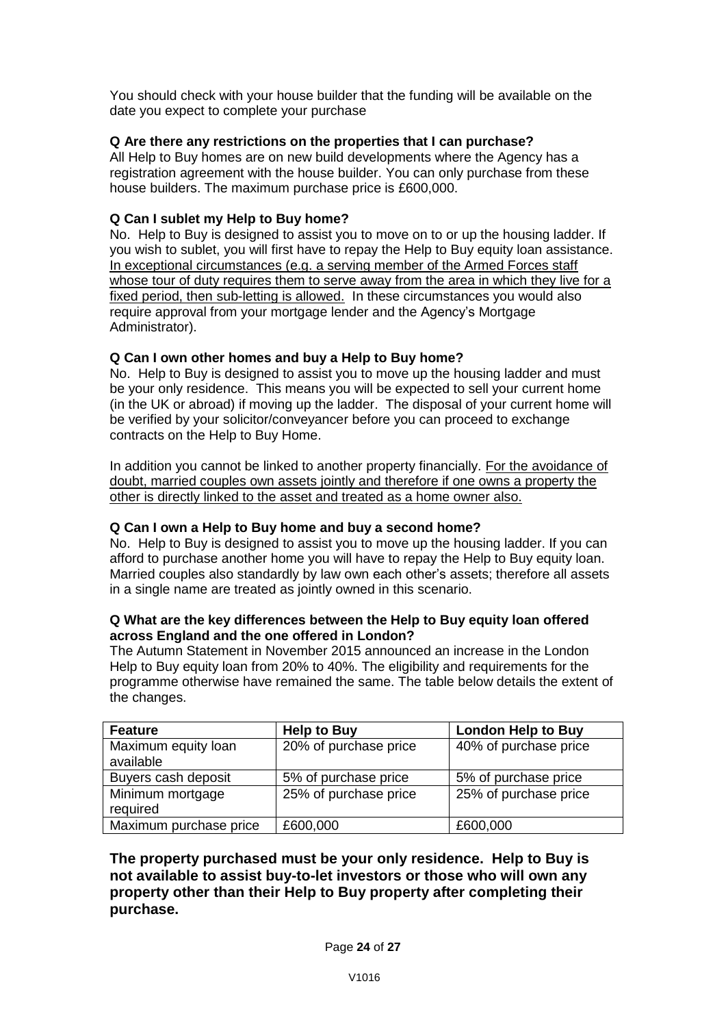You should check with your house builder that the funding will be available on the date you expect to complete your purchase

**Q Are there any restrictions on the properties that I can purchase?**

All Help to Buy homes are on new build developments where the Agency has a registration agreement with the house builder. You can only purchase from these house builders. The maximum purchase price is £600,000.

**Q Can I sublet my Help to Buy home?**

No. Help to Buy is designed to assist you to move on to or up the housing ladder. If you wish to sublet, you will first have to repay the Help to Buy equity loan assistance. In exceptional circumstances (e.g. a serving member of the Armed Forces staff whose tour of duty requires them to serve away from the area in which they live for a fixed period, then sub-letting is allowed. In these circumstances you would also require approval from your mortgage lender and the Agency's Mortgage Administrator).

**Q Can I own other homes and buy a Help to Buy home?**

No. Help to Buy is designed to assist you to move up the housing ladder and must be your only residence. This means you will be expected to sell your current home (in the UK or abroad) if moving up the ladder. The disposal of your current home will be verified by your solicitor/conveyancer before you can proceed to exchange contracts on the Help to Buy Home.

In addition you cannot be linked to another property financially. For the avoidance of doubt, married couples own assets jointly and therefore if one owns a property the other is directly linked to the asset and treated as a home owner also.

**Q Can I own a Help to Buy home and buy a second home?**

No. Help to Buy is designed to assist you to move up the housing ladder. If you can afford to purchase another home you will have to repay the Help to Buy equity loan. Married couples also standardly by law own each other's assets; therefore all assets in a single name are treated as jointly owned in this scenario.

**Q What are the key differences between the Help to Buy equity loan offered across England and the one offered in London?**

The Autumn Statement in November 2015 announced an increase in the London Help to Buy equity loan from 20% to 40%. The eligibility and requirements for the programme otherwise have remained the same. The table below details the extent of the changes.

| Feature | Help to Buy | London Help to Buy |
|---|---|---|
| Maximum equity loan available | 20% of purchase price | 40% of purchase price |
| Buyers cash deposit | 5% of purchase price | 5% of purchase price |
| Minimum mortgage required | 25% of purchase price | 25% of purchase price |
| Maximum purchase price | £600,000 | £600,000 |

**The property purchased must be your only residence. Help to Buy is not available to assist buy-to-let investors or those who will own any property other than their Help to Buy property after completing their purchase.**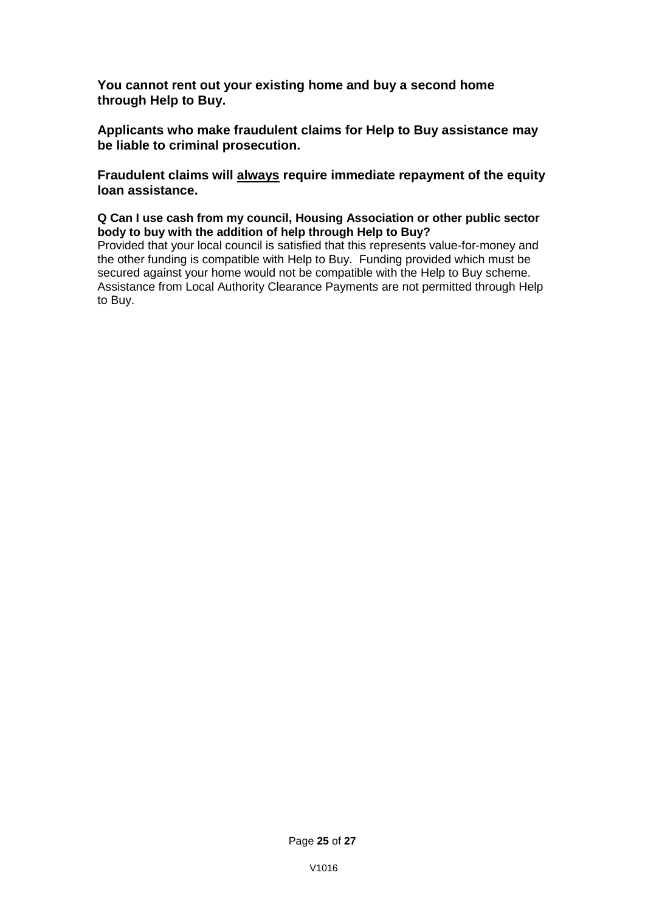**You cannot rent out your existing home and buy a second home through Help to Buy.**

**Applicants who make fraudulent claims for Help to Buy assistance may be liable to criminal prosecution.**

**Fraudulent claims will <u>always</u> require immediate repayment of the equity loan assistance.**

**Q Can I use cash from my council, Housing Association or other public sector body to buy with the addition of help through Help to Buy?**

Provided that your local council is satisfied that this represents value-for-money and the other funding is compatible with Help to Buy. Funding provided which must be secured against your home would not be compatible with the Help to Buy scheme. Assistance from Local Authority Clearance Payments are not permitted through Help to Buy.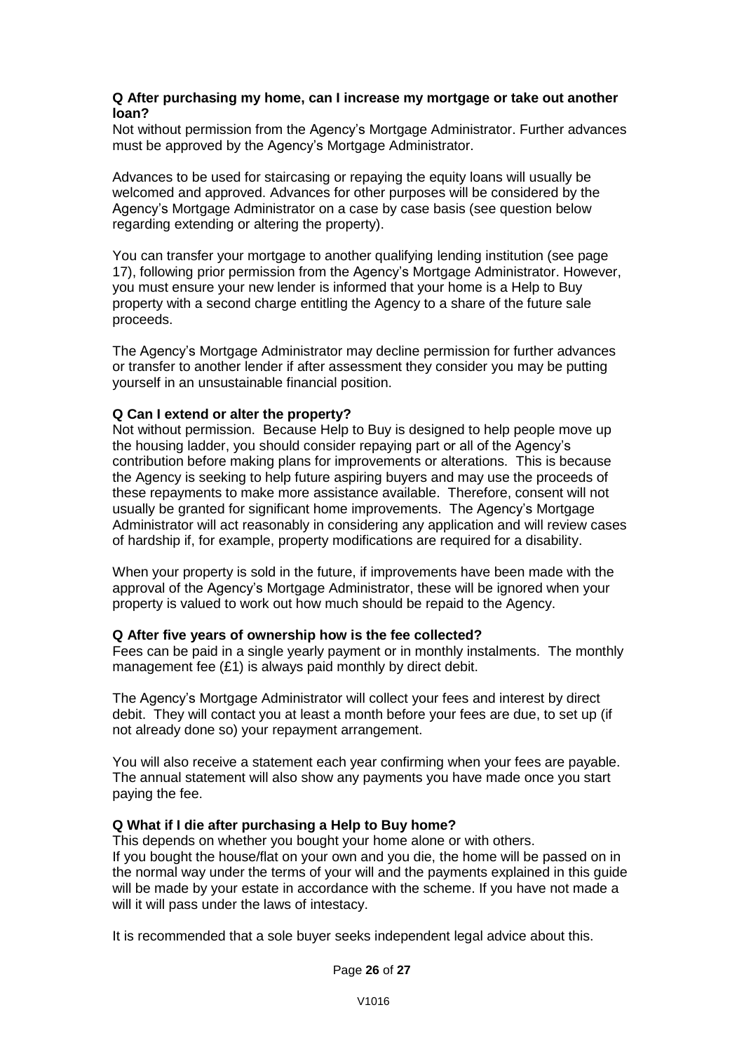**Q After purchasing my home, can I increase my mortgage or take out another loan?**

Not without permission from the Agency's Mortgage Administrator. Further advances must be approved by the Agency's Mortgage Administrator.

Advances to be used for staircasing or repaying the equity loans will usually be welcomed and approved. Advances for other purposes will be considered by the Agency's Mortgage Administrator on a case by case basis (see question below regarding extending or altering the property).

You can transfer your mortgage to another qualifying lending institution (see page 17), following prior permission from the Agency's Mortgage Administrator. However, you must ensure your new lender is informed that your home is a Help to Buy property with a second charge entitling the Agency to a share of the future sale proceeds.

The Agency's Mortgage Administrator may decline permission for further advances or transfer to another lender if after assessment they consider you may be putting yourself in an unsustainable financial position.

**Q Can I extend or alter the property?**

Not without permission. Because Help to Buy is designed to help people move up the housing ladder, you should consider repaying part or all of the Agency's contribution before making plans for improvements or alterations. This is because the Agency is seeking to help future aspiring buyers and may use the proceeds of these repayments to make more assistance available. Therefore, consent will not usually be granted for significant home improvements. The Agency's Mortgage Administrator will act reasonably in considering any application and will review cases of hardship if, for example, property modifications are required for a disability.

When your property is sold in the future, if improvements have been made with the approval of the Agency's Mortgage Administrator, these will be ignored when your property is valued to work out how much should be repaid to the Agency.

**Q After five years of ownership how is the fee collected?**

Fees can be paid in a single yearly payment or in monthly instalments. The monthly management fee (£1) is always paid monthly by direct debit.

The Agency's Mortgage Administrator will collect your fees and interest by direct debit. They will contact you at least a month before your fees are due, to set up (if not already done so) your repayment arrangement.

You will also receive a statement each year confirming when your fees are payable. The annual statement will also show any payments you have made once you start paying the fee.

**Q What if I die after purchasing a Help to Buy home?**

This depends on whether you bought your home alone or with others.
If you bought the house/flat on your own and you die, the home will be passed on in the normal way under the terms of your will and the payments explained in this guide will be made by your estate in accordance with the scheme. If you have not made a will it will pass under the laws of intestacy.

It is recommended that a sole buyer seeks independent legal advice about this.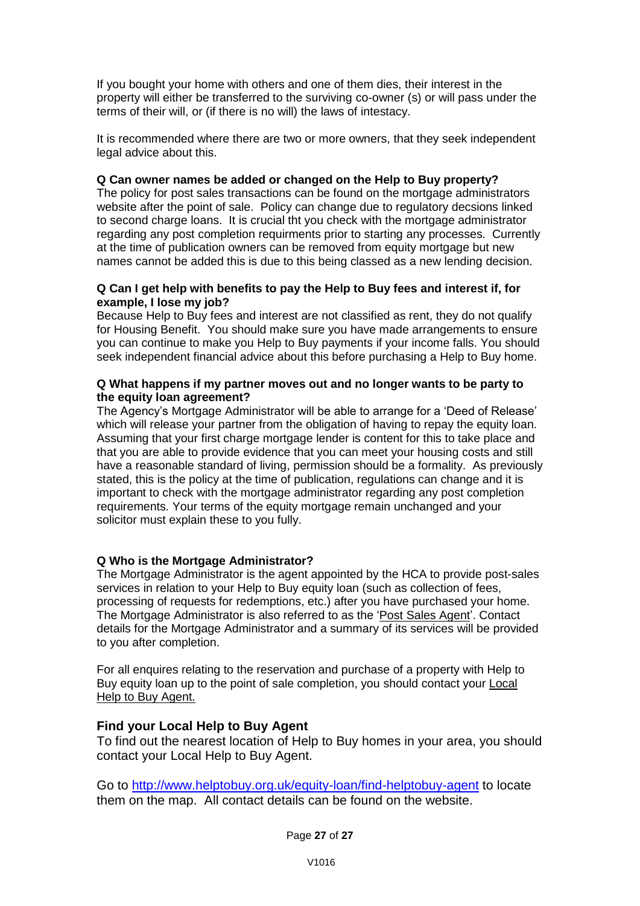If you bought your home with others and one of them dies, their interest in the property will either be transferred to the surviving co-owner (s) or will pass under the terms of their will, or (if there is no will) the laws of intestacy.

It is recommended where there are two or more owners, that they seek independent legal advice about this.

**Q Can owner names be added or changed on the Help to Buy property?**

The policy for post sales transactions can be found on the mortgage administrators website after the point of sale. Policy can change due to regulatory decsions linked to second charge loans. It is crucial tht you check with the mortgage administrator regarding any post completion requirments prior to starting any processes. Currently at the time of publication owners can be removed from equity mortgage but new names cannot be added this is due to this being classed as a new lending decision.

**Q Can I get help with benefits to pay the Help to Buy fees and interest if, for example, I lose my job?**

Because Help to Buy fees and interest are not classified as rent, they do not qualify for Housing Benefit. You should make sure you have made arrangements to ensure you can continue to make you Help to Buy payments if your income falls. You should seek independent financial advice about this before purchasing a Help to Buy home.

**Q What happens if my partner moves out and no longer wants to be party to the equity loan agreement?**

The Agency's Mortgage Administrator will be able to arrange for a 'Deed of Release' which will release your partner from the obligation of having to repay the equity loan. Assuming that your first charge mortgage lender is content for this to take place and that you are able to provide evidence that you can meet your housing costs and still have a reasonable standard of living, permission should be a formality. As previously stated, this is the policy at the time of publication, regulations can change and it is important to check with the mortgage administrator regarding any post completion requirements. Your terms of the equity mortgage remain unchanged and your solicitor must explain these to you fully.

**Q Who is the Mortgage Administrator?**

The Mortgage Administrator is the agent appointed by the HCA to provide post-sales services in relation to your Help to Buy equity loan (such as collection of fees, processing of requests for redemptions, etc.) after you have purchased your home. The Mortgage Administrator is also referred to as the 'Post Sales Agent'. Contact details for the Mortgage Administrator and a summary of its services will be provided to you after completion.

For all enquires relating to the reservation and purchase of a property with Help to Buy equity loan up to the point of sale completion, you should contact your Local Help to Buy Agent.

## Find your Local Help to Buy Agent

To find out the nearest location of Help to Buy homes in your area, you should contact your Local Help to Buy Agent.

Go to http://www.helptobuy.org.uk/equity-loan/find-helptobuy-agent to locate them on the map. All contact details can be found on the website.

V1016